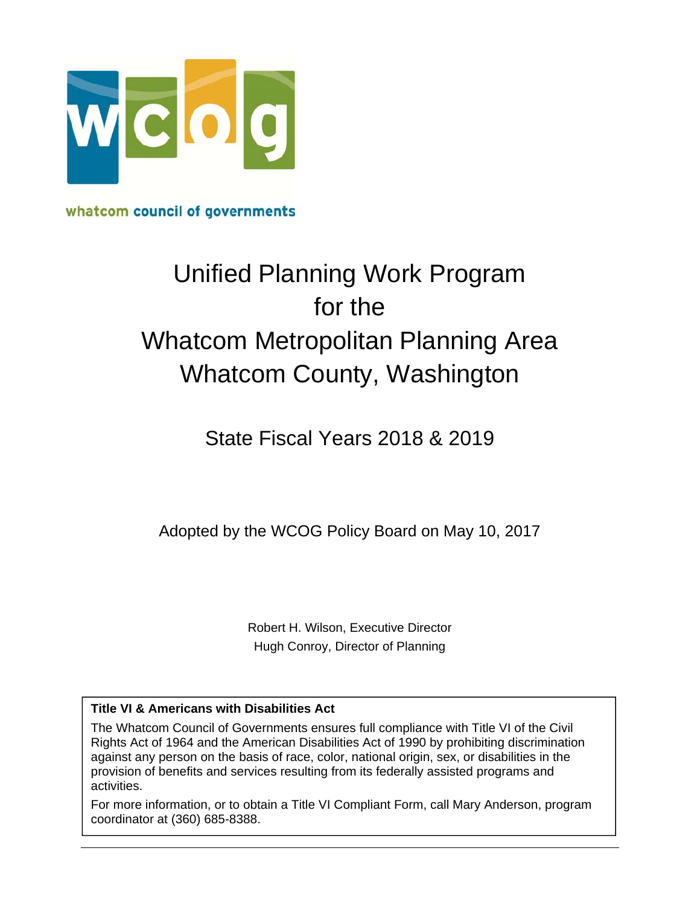whatcom council of governments

# Unified Planning Work Program for the Whatcom Metropolitan Planning Area Whatcom County, Washington

## State Fiscal Years 2018 & 2019

Adopted by the WCOG Policy Board on May 10, 2017

Robert H. Wilson, Executive Director
Hugh Conroy, Director of Planning

**Title VI & Americans with Disabilities Act**

The Whatcom Council of Governments ensures full compliance with Title VI of the Civil Rights Act of 1964 and the American Disabilities Act of 1990 by prohibiting discrimination against any person on the basis of race, color, national origin, sex, or disabilities in the provision of benefits and services resulting from its federally assisted programs and activities.

For more information, or to obtain a Title VI Compliant Form, call Mary Anderson, program coordinator at (360) 685-8388.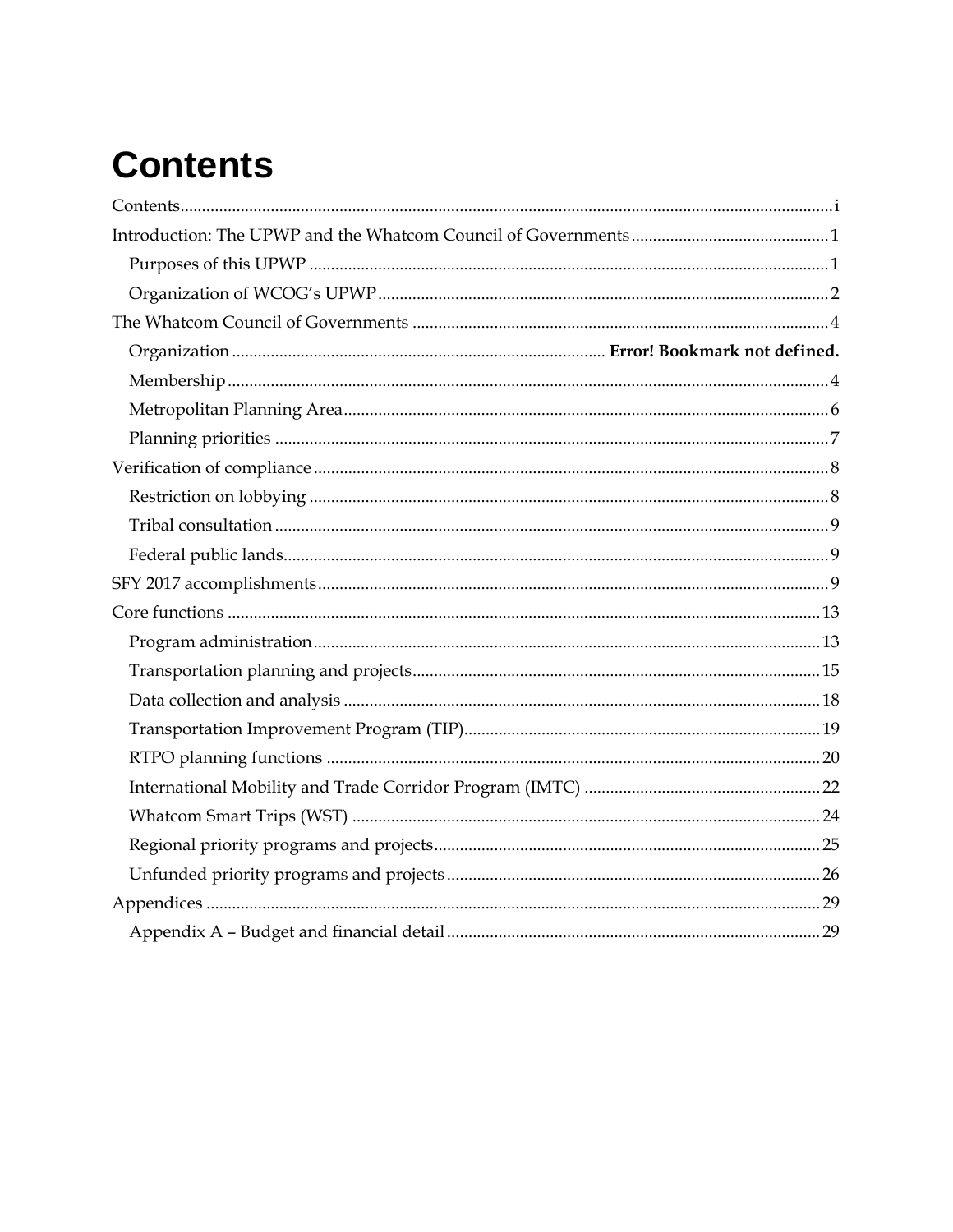# Contents

Contents ..... i

Introduction: The UPWP and the Whatcom Council of Governments ..... 1

- Purposes of this UPWP ..... 1
- Organization of WCOG's UPWP ..... 2

The Whatcom Council of Governments ..... 4

- Organization ..... **Error! Bookmark not defined.**
- Membership ..... 4
- Metropolitan Planning Area ..... 6
- Planning priorities ..... 7

Verification of compliance ..... 8

- Restriction on lobbying ..... 8
- Tribal consultation ..... 9
- Federal public lands ..... 9

SFY 2017 accomplishments ..... 9

Core functions ..... 13

- Program administration ..... 13
- Transportation planning and projects ..... 15
- Data collection and analysis ..... 18
- Transportation Improvement Program (TIP) ..... 19
- RTPO planning functions ..... 20
- International Mobility and Trade Corridor Program (IMTC) ..... 22
- Whatcom Smart Trips (WST) ..... 24
- Regional priority programs and projects ..... 25
- Unfunded priority programs and projects ..... 26

Appendices ..... 29

- Appendix A – Budget and financial detail ..... 29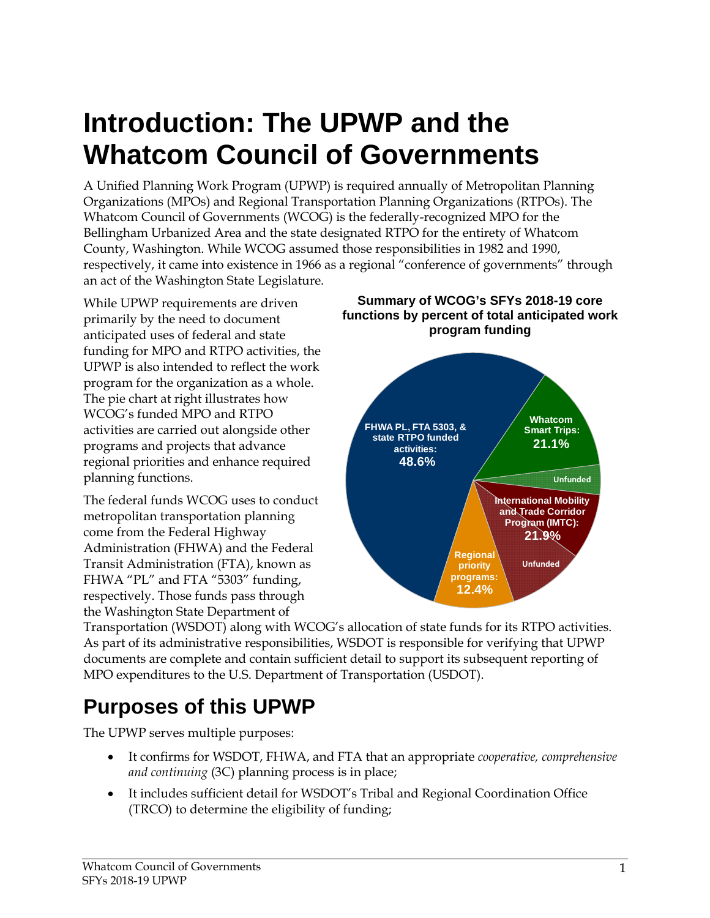# Introduction: The UPWP and the Whatcom Council of Governments

A Unified Planning Work Program (UPWP) is required annually of Metropolitan Planning Organizations (MPOs) and Regional Transportation Planning Organizations (RTPOs). The Whatcom Council of Governments (WCOG) is the federally-recognized MPO for the Bellingham Urbanized Area and the state designated RTPO for the entirety of Whatcom County, Washington. While WCOG assumed those responsibilities in 1982 and 1990, respectively, it came into existence in 1966 as a regional "conference of governments" through an act of the Washington State Legislature.

While UPWP requirements are driven primarily by the need to document anticipated uses of federal and state funding for MPO and RTPO activities, the UPWP is also intended to reflect the work program for the organization as a whole. The pie chart at right illustrates how WCOG's funded MPO and RTPO activities are carried out alongside other programs and projects that advance regional priorities and enhance required planning functions.

**Summary of WCOG's SFYs 2018-19 core functions by percent of total anticipated work program funding**

- FHWA PL, FTA 5303, & state RTPO funded activities: 48.6%
- Whatcom Smart Trips: 21.1%
- Unfunded
- International Mobility and Trade Corridor Program (IMTC): 21.9%
- Unfunded
- Regional priority programs: 12.4%

The federal funds WCOG uses to conduct metropolitan transportation planning come from the Federal Highway Administration (FHWA) and the Federal Transit Administration (FTA), known as FHWA "PL" and FTA "5303" funding, respectively. Those funds pass through the Washington State Department of Transportation (WSDOT) along with WCOG's allocation of state funds for its RTPO activities. As part of its administrative responsibilities, WSDOT is responsible for verifying that UPWP documents are complete and contain sufficient detail to support its subsequent reporting of MPO expenditures to the U.S. Department of Transportation (USDOT).

## Purposes of this UPWP

The UPWP serves multiple purposes:

- It confirms for WSDOT, FHWA, and FTA that an appropriate *cooperative, comprehensive and continuing* (3C) planning process is in place;
- It includes sufficient detail for WSDOT's Tribal and Regional Coordination Office (TRCO) to determine the eligibility of funding;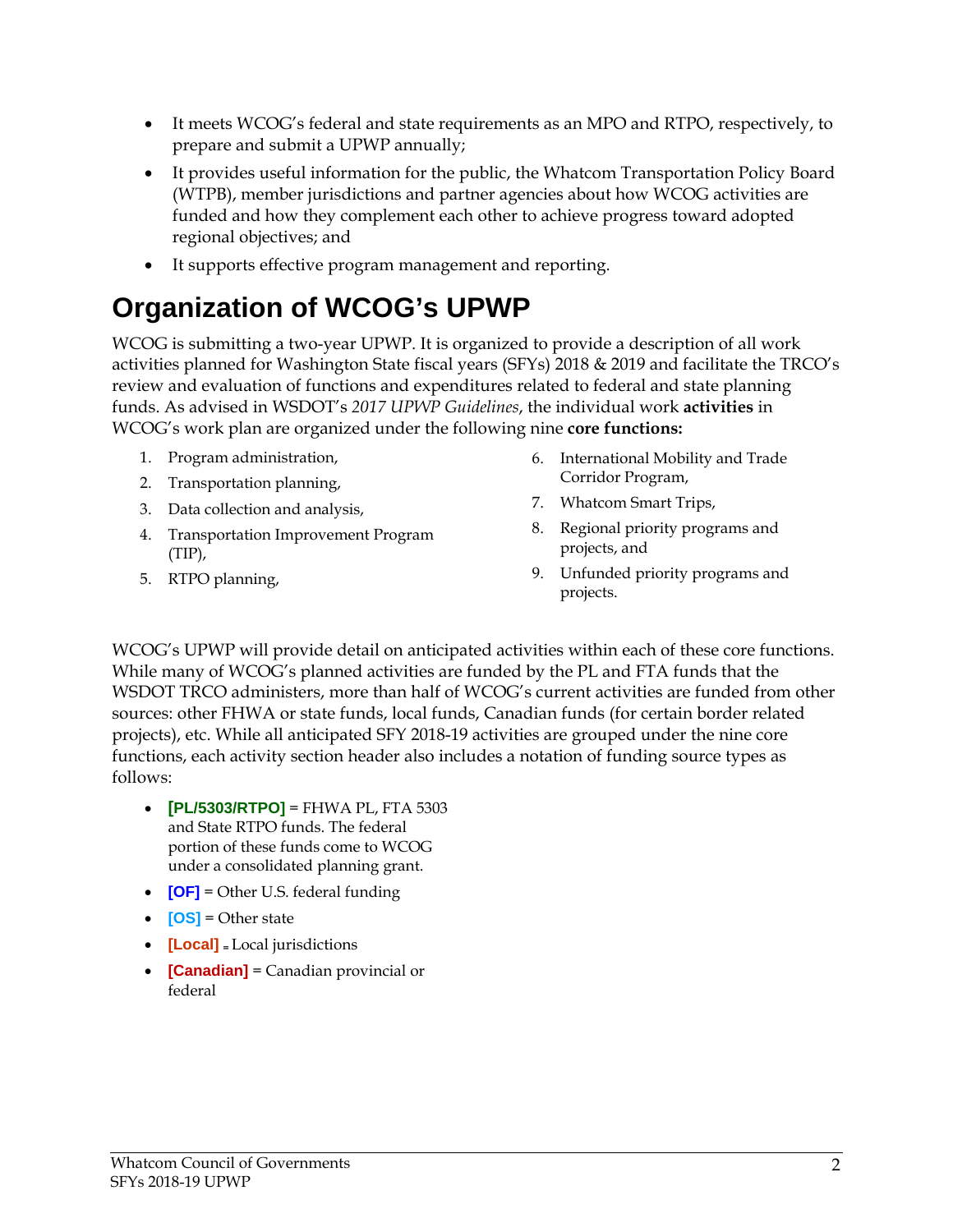- It meets WCOG's federal and state requirements as an MPO and RTPO, respectively, to prepare and submit a UPWP annually;
- It provides useful information for the public, the Whatcom Transportation Policy Board (WTPB), member jurisdictions and partner agencies about how WCOG activities are funded and how they complement each other to achieve progress toward adopted regional objectives; and
- It supports effective program management and reporting.

# Organization of WCOG's UPWP

WCOG is submitting a two-year UPWP. It is organized to provide a description of all work activities planned for Washington State fiscal years (SFYs) 2018 & 2019 and facilitate the TRCO's review and evaluation of functions and expenditures related to federal and state planning funds. As advised in WSDOT's *2017 UPWP Guidelines*, the individual work **activities** in WCOG's work plan are organized under the following nine **core functions:**

1. Program administration,
2. Transportation planning,
3. Data collection and analysis,
4. Transportation Improvement Program (TIP),
5. RTPO planning,
6. International Mobility and Trade Corridor Program,
7. Whatcom Smart Trips,
8. Regional priority programs and projects, and
9. Unfunded priority programs and projects.

WCOG's UPWP will provide detail on anticipated activities within each of these core functions. While many of WCOG's planned activities are funded by the PL and FTA funds that the WSDOT TRCO administers, more than half of WCOG's current activities are funded from other sources: other FHWA or state funds, local funds, Canadian funds (for certain border related projects), etc. While all anticipated SFY 2018-19 activities are grouped under the nine core functions, each activity section header also includes a notation of funding source types as follows:

- **[PL/5303/RTPO]** = FHWA PL, FTA 5303 and State RTPO funds. The federal portion of these funds come to WCOG under a consolidated planning grant.
- **[OF]** = Other U.S. federal funding
- **[OS]** = Other state
- **[Local]** = Local jurisdictions
- **[Canadian]** = Canadian provincial or federal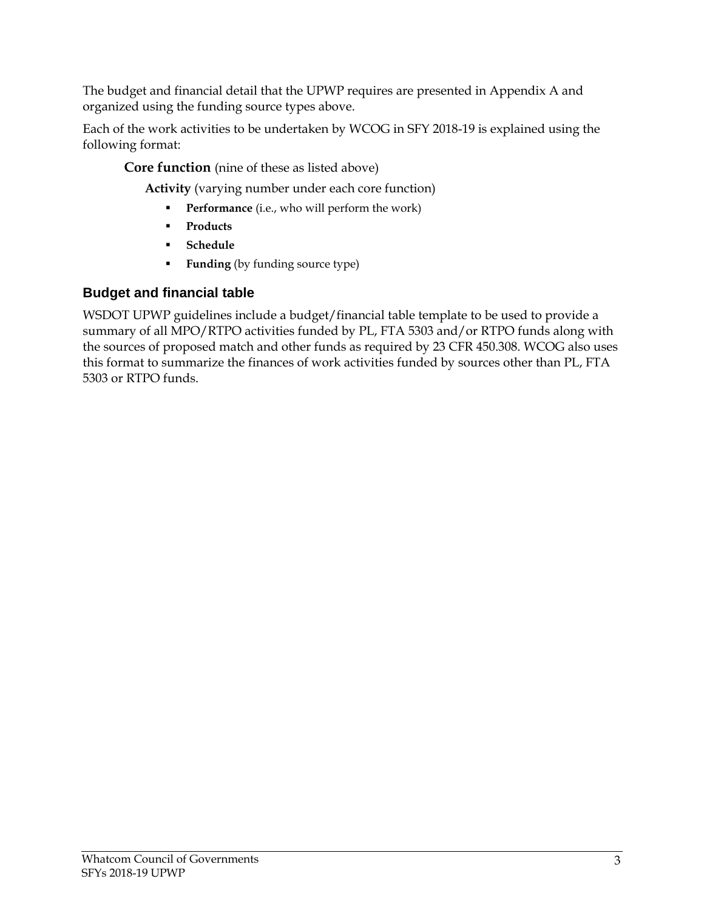The budget and financial detail that the UPWP requires are presented in Appendix A and organized using the funding source types above.

Each of the work activities to be undertaken by WCOG in SFY 2018-19 is explained using the following format:

**Core function** (nine of these as listed above)

**Activity** (varying number under each core function)

- **Performance** (i.e., who will perform the work)
- **Products**
- **Schedule**
- **Funding** (by funding source type)

### Budget and financial table

WSDOT UPWP guidelines include a budget/financial table template to be used to provide a summary of all MPO/RTPO activities funded by PL, FTA 5303 and/or RTPO funds along with the sources of proposed match and other funds as required by 23 CFR 450.308. WCOG also uses this format to summarize the finances of work activities funded by sources other than PL, FTA 5303 or RTPO funds.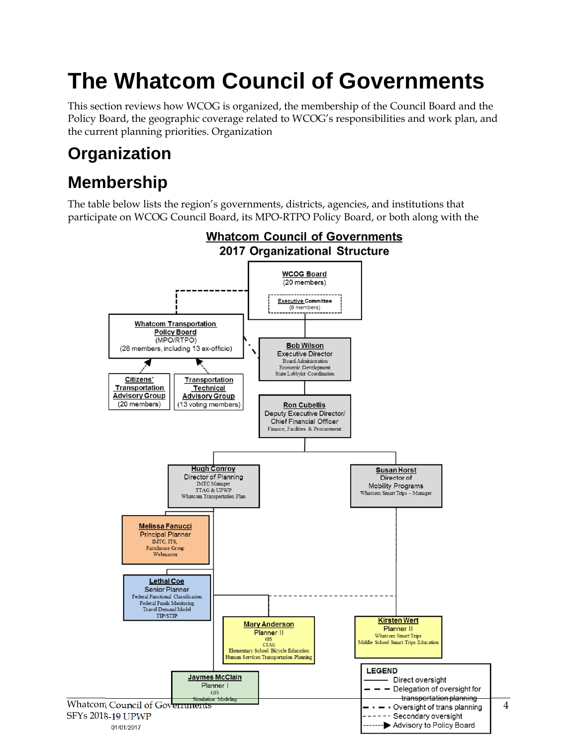# The Whatcom Council of Governments

This section reviews how WCOG is organized, the membership of the Council Board and the Policy Board, the geographic coverage related to WCOG's responsibilities and work plan, and the current planning priorities. Organization

## Organization

## Membership

The table below lists the region's governments, districts, agencies, and institutions that participate on WCOG Council Board, its MPO-RTPO Policy Board, or both along with the

**Whatcom Council of Governments**
**2017 Organizational Structure**

**WCOG Board**
(20 members)

- Executive Committee (8 members)

**Whatcom Transportation Policy Board** (MPO/RTPO)
(28 members, including 13 ex-officio)

- Citizens' Transportation Advisory Group (20 members)
- Transportation Technical Advisory Group (13 voting members)

**Bob Wilson** – Executive Director
Board Administration; Economic Development; State Lobbyist Coordination

**Ron Cubellis** – Deputy Executive Director/ Chief Financial Officer
Finance, Facilities & Procurement

**Hugh Conroy** – Director of Planning
IMTC Manager; TTAG & UPWP; Whatcom Transportation Plan

**Susan Horst** – Director of Mobility Programs
Whatcom Smart Trips – Manager

**Melissa Fanucci** – Principal Planner
IMTC, ITS, Farmhouse Group, Webmaster

**Lethal Coe** – Senior Planner
Federal Functional Classification; Federal Funds Monitoring; Travel Demand Model; TIP/STIP

**Mary Anderson** – Planner II
GIS; CTAG; Elementary School Bicycle Education; Human Services Transportation Planning

**Kirsten Wert** – Planner II
Whatcom Smart Trips; Middle School Smart Trips Education

**Jaymes McClain** – Planner I
GIS; Simulation Modeling

LEGEND
- Direct oversight
- Delegation of oversight for transportation planning
- Oversight of trans planning
- Secondary oversight
- Advisory to Policy Board

01/01/2017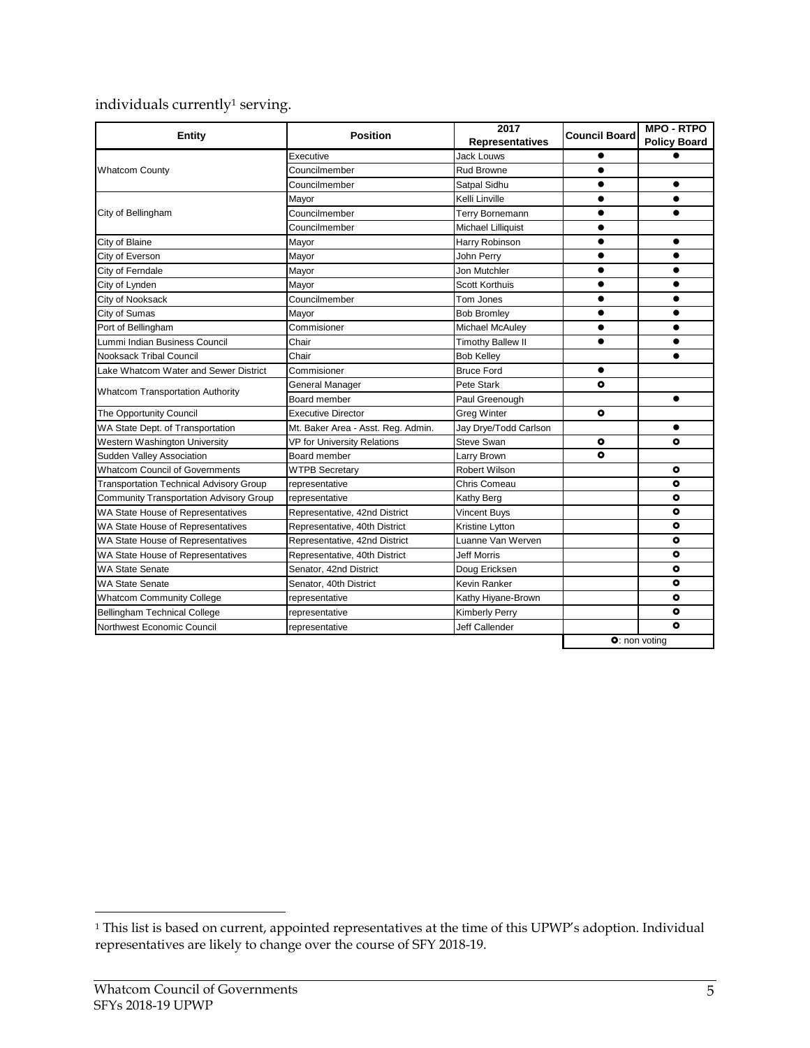individuals currently[1] serving.

| Entity | Position | 2017 Representatives | Council Board | MPO - RTPO Policy Board |
|---|---|---|---|---|
| Whatcom County | Executive | Jack Louws | ● | ● |
| | Councilmember | Rud Browne | ● | |
| | Councilmember | Satpal Sidhu | ● | ● |
| City of Bellingham | Mayor | Kelli Linville | ● | ● |
| | Councilmember | Terry Bornemann | ● | ● |
| | Councilmember | Michael Lilliquist | ● | |
| City of Blaine | Mayor | Harry Robinson | ● | ● |
| City of Everson | Mayor | John Perry | ● | ● |
| City of Ferndale | Mayor | Jon Mutchler | ● | ● |
| City of Lynden | Mayor | Scott Korthuis | ● | ● |
| City of Nooksack | Councilmember | Tom Jones | ● | ● |
| City of Sumas | Mayor | Bob Bromley | ● | ● |
| Port of Bellingham | Commisioner | Michael McAuley | ● | ● |
| Lummi Indian Business Council | Chair | Timothy Ballew II | ● | ● |
| Nooksack Tribal Council | Chair | Bob Kelley | | ● |
| Lake Whatcom Water and Sewer District | Commisioner | Bruce Ford | ● | |
| Whatcom Transportation Authority | General Manager | Pete Stark | ○ | |
| | Board member | Paul Greenough | | ● |
| The Opportunity Council | Executive Director | Greg Winter | ○ | |
| WA State Dept. of Transportation | Mt. Baker Area - Asst. Reg. Admin. | Jay Drye/Todd Carlson | | ● |
| Western Washington University | VP for University Relations | Steve Swan | ○ | ○ |
| Sudden Valley Association | Board member | Larry Brown | ○ | |
| Whatcom Council of Governments | WTPB Secretary | Robert Wilson | | ○ |
| Transportation Technical Advisory Group | representative | Chris Comeau | | ○ |
| Community Transportation Advisory Group | representative | Kathy Berg | | ○ |
| WA State House of Representatives | Representative, 42nd District | Vincent Buys | | ○ |
| WA State House of Representatives | Representative, 40th District | Kristine Lytton | | ○ |
| WA State House of Representatives | Representative, 42nd District | Luanne Van Werven | | ○ |
| WA State House of Representatives | Representative, 40th District | Jeff Morris | | ○ |
| WA State Senate | Senator, 42nd District | Doug Ericksen | | ○ |
| WA State Senate | Senator, 40th District | Kevin Ranker | | ○ |
| Whatcom Community College | representative | Kathy Hiyane-Brown | | ○ |
| Bellingham Technical College | representative | Kimberly Perry | | ○ |
| Northwest Economic Council | representative | Jeff Callender | | ○ |

○: non voting

[1] This list is based on current, appointed representatives at the time of this UPWP's adoption. Individual representatives are likely to change over the course of SFY 2018-19.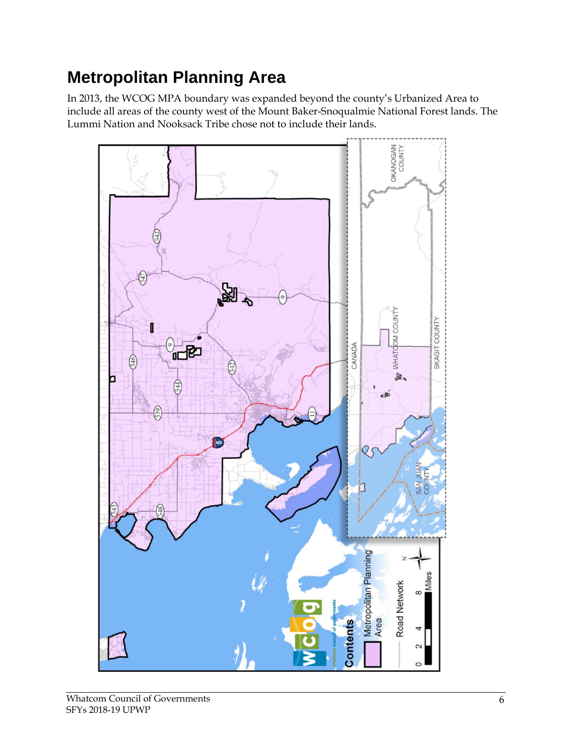# Metropolitan Planning Area

In 2013, the WCOG MPA boundary was expanded beyond the county's Urbanized Area to include all areas of the county west of the Mount Baker-Snoqualmie National Forest lands. The Lummi Nation and Nooksack Tribe chose not to include their lands.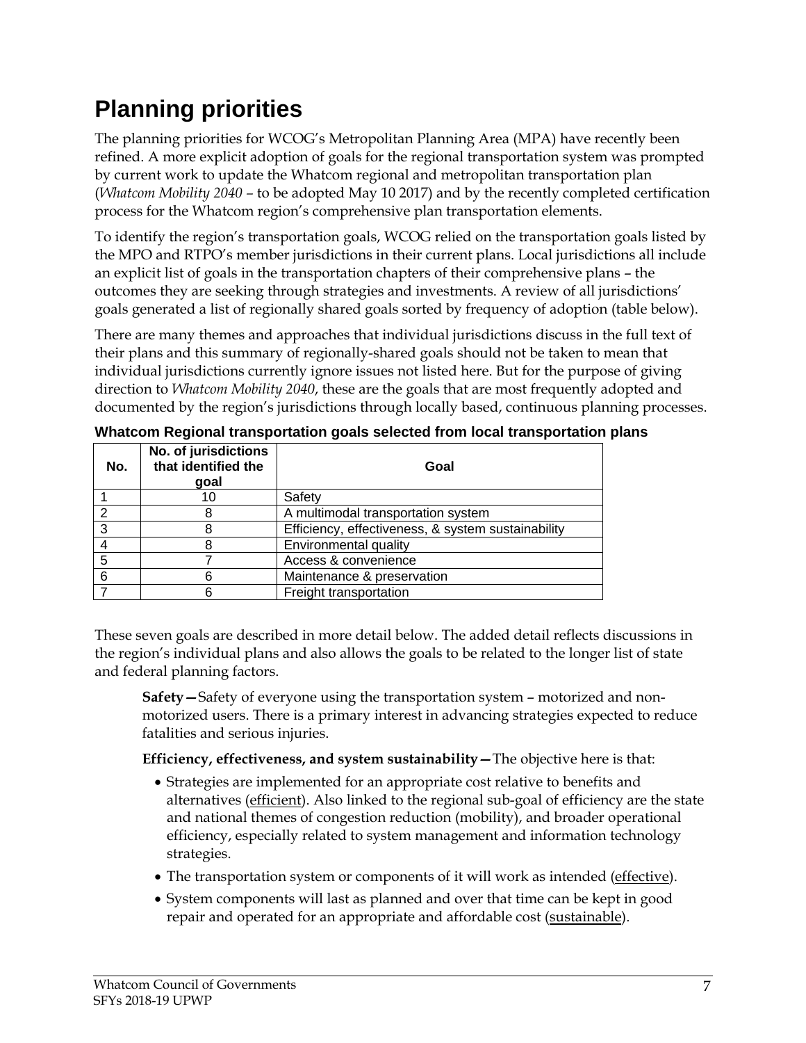# Planning priorities

The planning priorities for WCOG's Metropolitan Planning Area (MPA) have recently been refined. A more explicit adoption of goals for the regional transportation system was prompted by current work to update the Whatcom regional and metropolitan transportation plan (*Whatcom Mobility 2040* – to be adopted May 10 2017) and by the recently completed certification process for the Whatcom region's comprehensive plan transportation elements.

To identify the region's transportation goals, WCOG relied on the transportation goals listed by the MPO and RTPO's member jurisdictions in their current plans. Local jurisdictions all include an explicit list of goals in the transportation chapters of their comprehensive plans – the outcomes they are seeking through strategies and investments. A review of all jurisdictions' goals generated a list of regionally shared goals sorted by frequency of adoption (table below).

There are many themes and approaches that individual jurisdictions discuss in the full text of their plans and this summary of regionally-shared goals should not be taken to mean that individual jurisdictions currently ignore issues not listed here. But for the purpose of giving direction to *Whatcom Mobility 2040*, these are the goals that are most frequently adopted and documented by the region's jurisdictions through locally based, continuous planning processes.

**Whatcom Regional transportation goals selected from local transportation plans**

| No. | No. of jurisdictions that identified the goal | Goal |
|---|---|---|
| 1 | 10 | Safety |
| 2 | 8 | A multimodal transportation system |
| 3 | 8 | Efficiency, effectiveness, & system sustainability |
| 4 | 8 | Environmental quality |
| 5 | 7 | Access & convenience |
| 6 | 6 | Maintenance & preservation |
| 7 | 6 | Freight transportation |

These seven goals are described in more detail below. The added detail reflects discussions in the region's individual plans and also allows the goals to be related to the longer list of state and federal planning factors.

> **Safety—**Safety of everyone using the transportation system – motorized and non-motorized users. There is a primary interest in advancing strategies expected to reduce fatalities and serious injuries.
>
> **Efficiency, effectiveness, and system sustainability—**The objective here is that:
>
> - Strategies are implemented for an appropriate cost relative to benefits and alternatives (efficient). Also linked to the regional sub-goal of efficiency are the state and national themes of congestion reduction (mobility), and broader operational efficiency, especially related to system management and information technology strategies.
> - The transportation system or components of it will work as intended (effective).
> - System components will last as planned and over that time can be kept in good repair and operated for an appropriate and affordable cost (sustainable).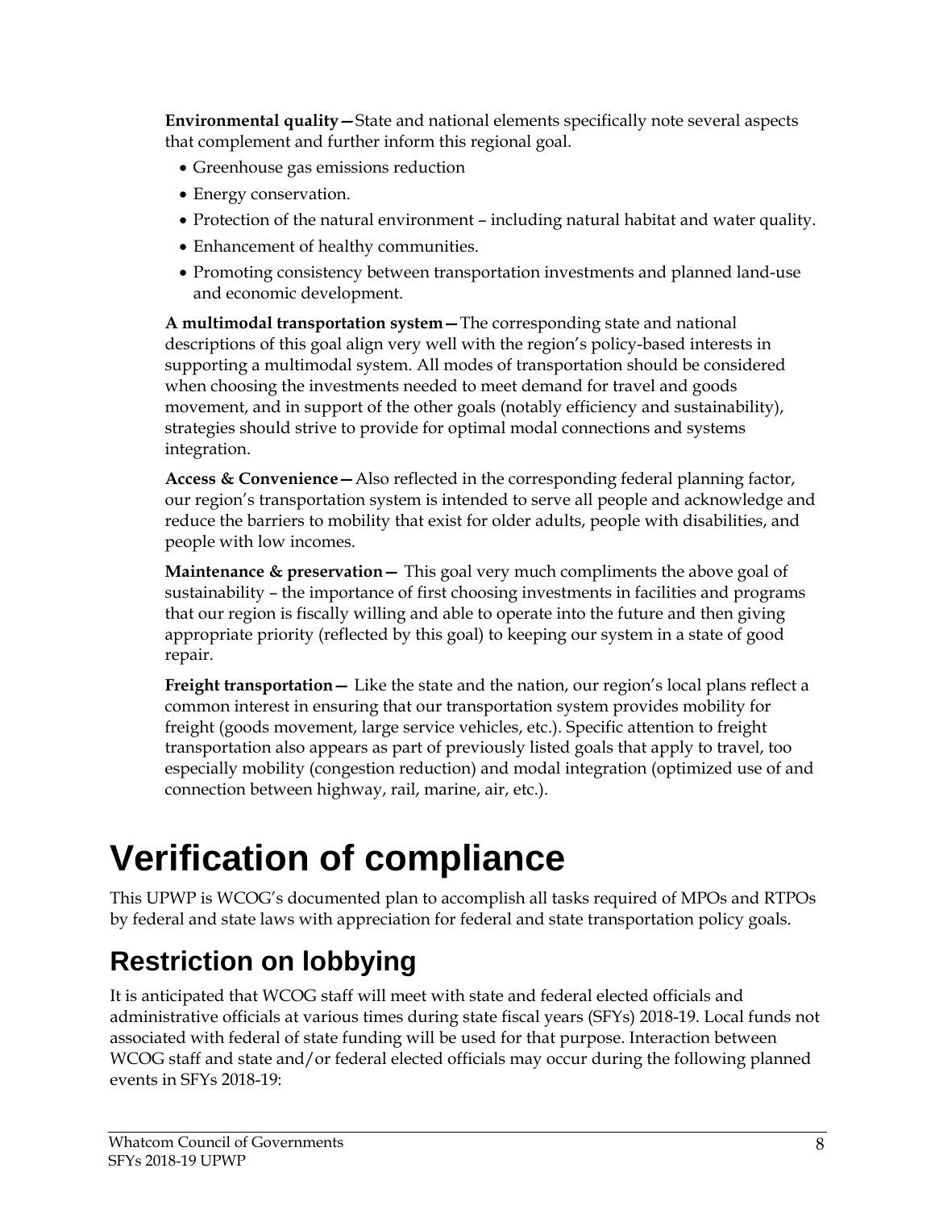**Environmental quality—**State and national elements specifically note several aspects that complement and further inform this regional goal.

- Greenhouse gas emissions reduction
- Energy conservation.
- Protection of the natural environment – including natural habitat and water quality.
- Enhancement of healthy communities.
- Promoting consistency between transportation investments and planned land-use and economic development.

**A multimodal transportation system—**The corresponding state and national descriptions of this goal align very well with the region's policy-based interests in supporting a multimodal system. All modes of transportation should be considered when choosing the investments needed to meet demand for travel and goods movement, and in support of the other goals (notably efficiency and sustainability), strategies should strive to provide for optimal modal connections and systems integration.

**Access & Convenience—**Also reflected in the corresponding federal planning factor, our region's transportation system is intended to serve all people and acknowledge and reduce the barriers to mobility that exist for older adults, people with disabilities, and people with low incomes.

**Maintenance & preservation—** This goal very much compliments the above goal of sustainability – the importance of first choosing investments in facilities and programs that our region is fiscally willing and able to operate into the future and then giving appropriate priority (reflected by this goal) to keeping our system in a state of good repair.

**Freight transportation—** Like the state and the nation, our region's local plans reflect a common interest in ensuring that our transportation system provides mobility for freight (goods movement, large service vehicles, etc.). Specific attention to freight transportation also appears as part of previously listed goals that apply to travel, too especially mobility (congestion reduction) and modal integration (optimized use of and connection between highway, rail, marine, air, etc.).

# Verification of compliance

This UPWP is WCOG's documented plan to accomplish all tasks required of MPOs and RTPOs by federal and state laws with appreciation for federal and state transportation policy goals.

## Restriction on lobbying

It is anticipated that WCOG staff will meet with state and federal elected officials and administrative officials at various times during state fiscal years (SFYs) 2018-19. Local funds not associated with federal of state funding will be used for that purpose. Interaction between WCOG staff and state and/or federal elected officials may occur during the following planned events in SFYs 2018-19: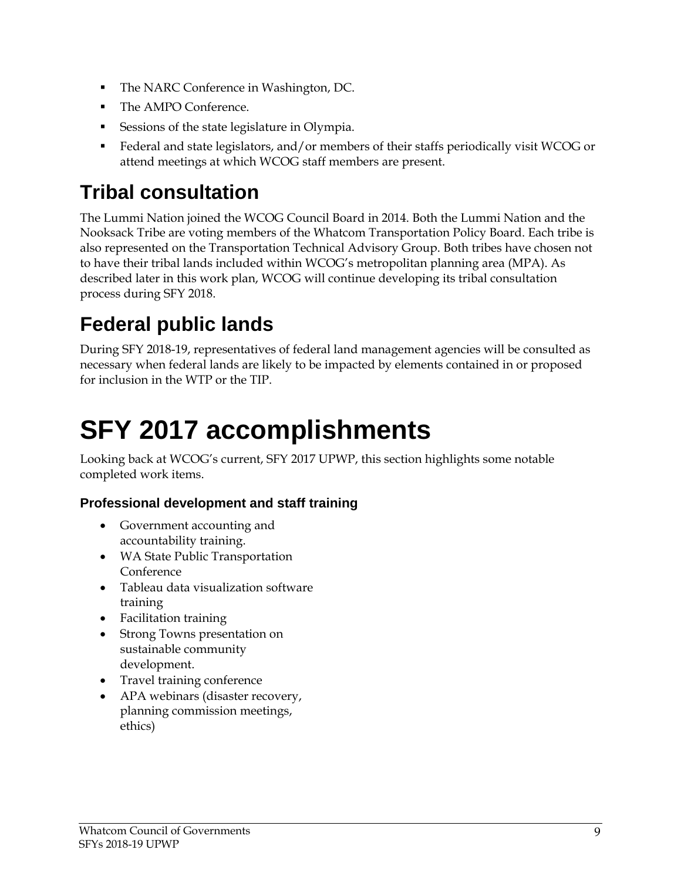- The NARC Conference in Washington, DC.
- The AMPO Conference.
- Sessions of the state legislature in Olympia.
- Federal and state legislators, and/or members of their staffs periodically visit WCOG or attend meetings at which WCOG staff members are present.

## Tribal consultation

The Lummi Nation joined the WCOG Council Board in 2014. Both the Lummi Nation and the Nooksack Tribe are voting members of the Whatcom Transportation Policy Board. Each tribe is also represented on the Transportation Technical Advisory Group. Both tribes have chosen not to have their tribal lands included within WCOG's metropolitan planning area (MPA). As described later in this work plan, WCOG will continue developing its tribal consultation process during SFY 2018.

## Federal public lands

During SFY 2018-19, representatives of federal land management agencies will be consulted as necessary when federal lands are likely to be impacted by elements contained in or proposed for inclusion in the WTP or the TIP.

# SFY 2017 accomplishments

Looking back at WCOG's current, SFY 2017 UPWP, this section highlights some notable completed work items.

#### Professional development and staff training

- Government accounting and accountability training.
- WA State Public Transportation Conference
- Tableau data visualization software training
- Facilitation training
- Strong Towns presentation on sustainable community development.
- Travel training conference
- APA webinars (disaster recovery, planning commission meetings, ethics)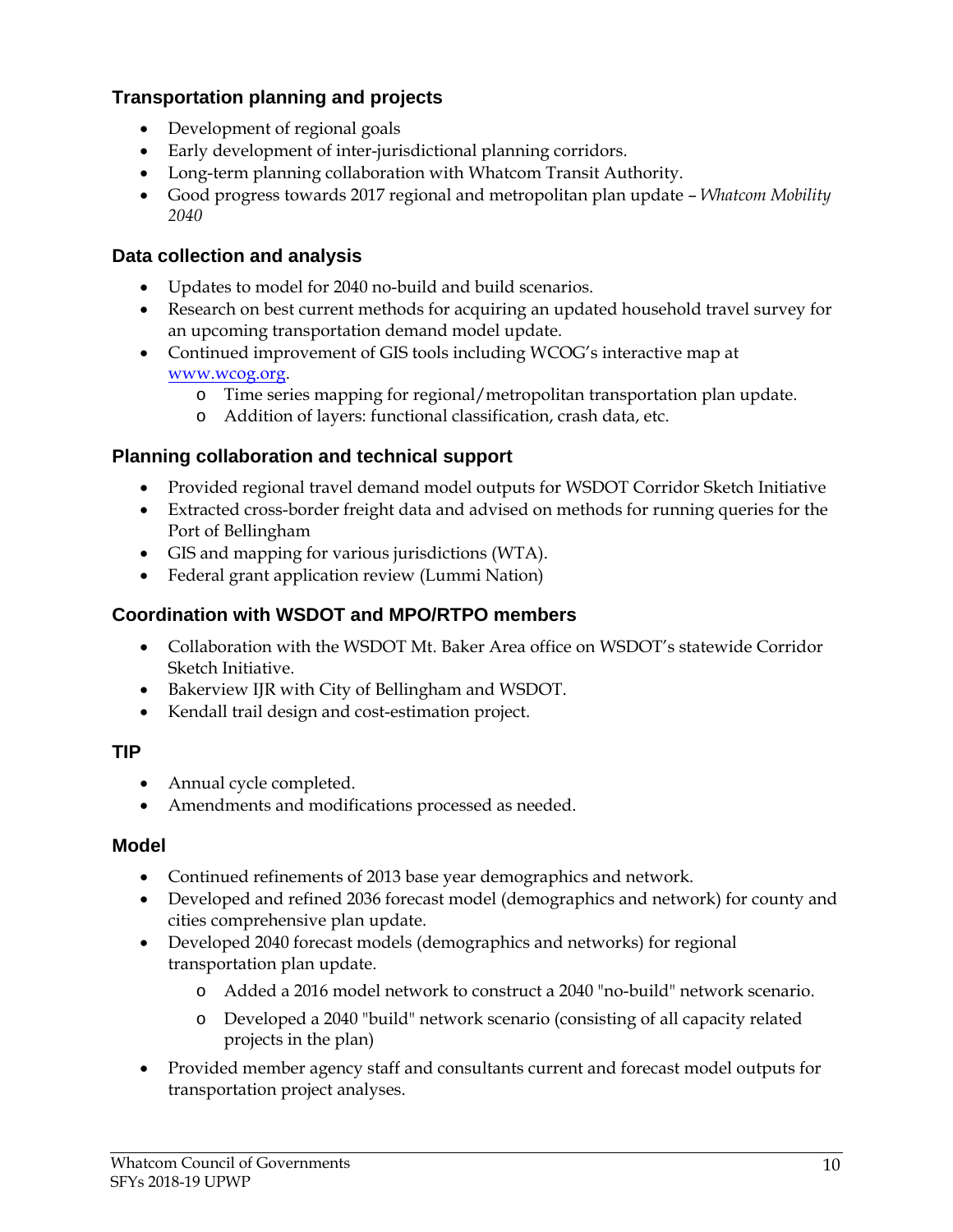### Transportation planning and projects

- Development of regional goals
- Early development of inter-jurisdictional planning corridors.
- Long-term planning collaboration with Whatcom Transit Authority.
- Good progress towards 2017 regional and metropolitan plan update – *Whatcom Mobility 2040*

### Data collection and analysis

- Updates to model for 2040 no-build and build scenarios.
- Research on best current methods for acquiring an updated household travel survey for an upcoming transportation demand model update.
- Continued improvement of GIS tools including WCOG's interactive map at [www.wcog.org](http://www.wcog.org).
  - Time series mapping for regional/metropolitan transportation plan update.
  - Addition of layers: functional classification, crash data, etc.

### Planning collaboration and technical support

- Provided regional travel demand model outputs for WSDOT Corridor Sketch Initiative
- Extracted cross-border freight data and advised on methods for running queries for the Port of Bellingham
- GIS and mapping for various jurisdictions (WTA).
- Federal grant application review (Lummi Nation)

### Coordination with WSDOT and MPO/RTPO members

- Collaboration with the WSDOT Mt. Baker Area office on WSDOT's statewide Corridor Sketch Initiative.
- Bakerview IJR with City of Bellingham and WSDOT.
- Kendall trail design and cost-estimation project.

### TIP

- Annual cycle completed.
- Amendments and modifications processed as needed.

### Model

- Continued refinements of 2013 base year demographics and network.
- Developed and refined 2036 forecast model (demographics and network) for county and cities comprehensive plan update.
- Developed 2040 forecast models (demographics and networks) for regional transportation plan update.
  - Added a 2016 model network to construct a 2040 "no-build" network scenario.
  - Developed a 2040 "build" network scenario (consisting of all capacity related projects in the plan)
- Provided member agency staff and consultants current and forecast model outputs for transportation project analyses.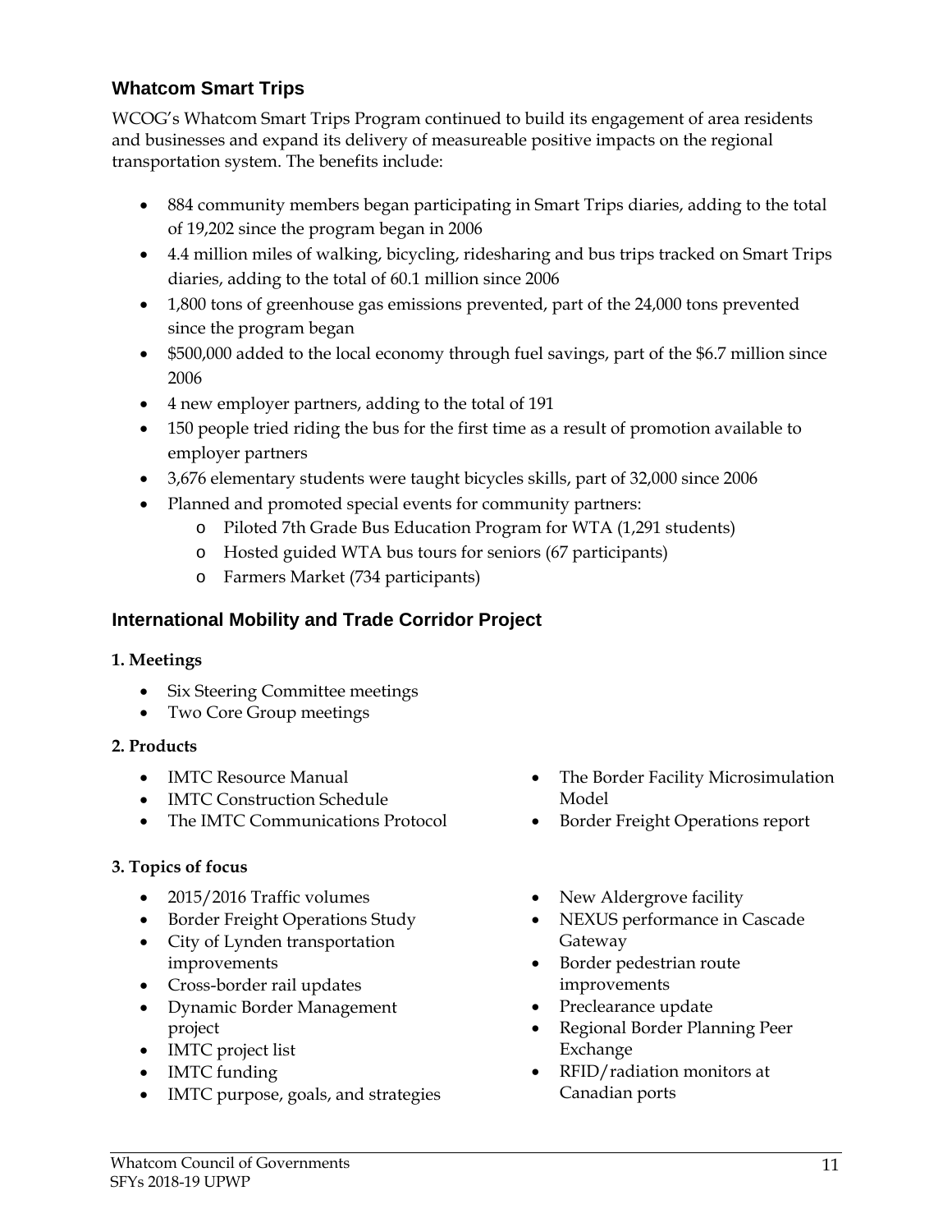## Whatcom Smart Trips

WCOG's Whatcom Smart Trips Program continued to build its engagement of area residents and businesses and expand its delivery of measureable positive impacts on the regional transportation system. The benefits include:

- 884 community members began participating in Smart Trips diaries, adding to the total of 19,202 since the program began in 2006
- 4.4 million miles of walking, bicycling, ridesharing and bus trips tracked on Smart Trips diaries, adding to the total of 60.1 million since 2006
- 1,800 tons of greenhouse gas emissions prevented, part of the 24,000 tons prevented since the program began
- $500,000 added to the local economy through fuel savings, part of the $6.7 million since 2006
- 4 new employer partners, adding to the total of 191
- 150 people tried riding the bus for the first time as a result of promotion available to employer partners
- 3,676 elementary students were taught bicycles skills, part of 32,000 since 2006
- Planned and promoted special events for community partners:
  - Piloted 7th Grade Bus Education Program for WTA (1,291 students)
  - Hosted guided WTA bus tours for seniors (67 participants)
  - Farmers Market (734 participants)

## International Mobility and Trade Corridor Project

**1. Meetings**

- Six Steering Committee meetings
- Two Core Group meetings

**2. Products**

- IMTC Resource Manual
- IMTC Construction Schedule
- The IMTC Communications Protocol
- The Border Facility Microsimulation Model
- Border Freight Operations report

**3. Topics of focus**

- 2015/2016 Traffic volumes
- Border Freight Operations Study
- City of Lynden transportation improvements
- Cross-border rail updates
- Dynamic Border Management project
- IMTC project list
- IMTC funding
- IMTC purpose, goals, and strategies
- New Aldergrove facility
- NEXUS performance in Cascade Gateway
- Border pedestrian route improvements
- Preclearance update
- Regional Border Planning Peer Exchange
- RFID/radiation monitors at Canadian ports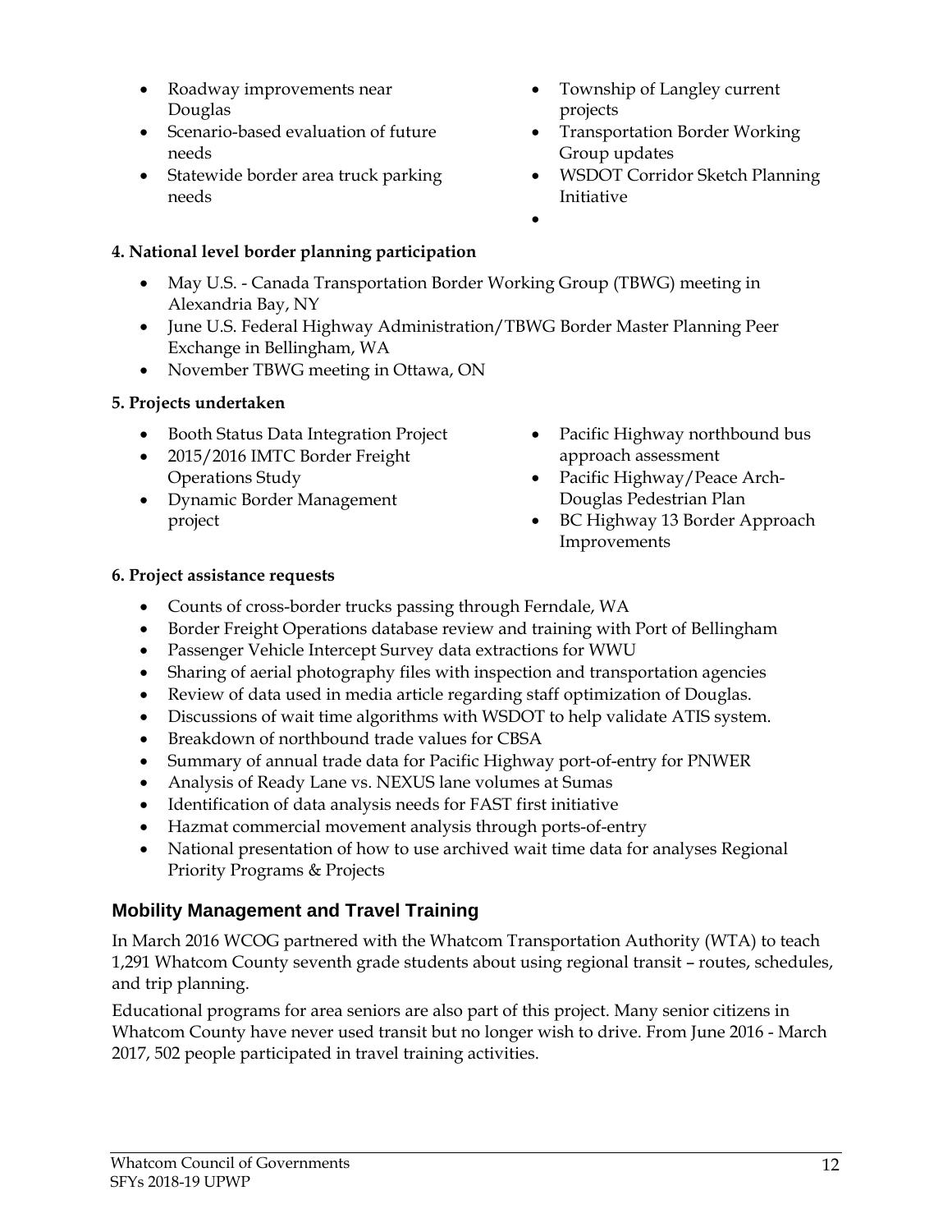- Roadway improvements near Douglas
- Scenario-based evaluation of future needs
- Statewide border area truck parking needs
- Township of Langley current projects
- Transportation Border Working Group updates
- WSDOT Corridor Sketch Planning Initiative

**4. National level border planning participation**

- May U.S. - Canada Transportation Border Working Group (TBWG) meeting in Alexandria Bay, NY
- June U.S. Federal Highway Administration/TBWG Border Master Planning Peer Exchange in Bellingham, WA
- November TBWG meeting in Ottawa, ON

**5. Projects undertaken**

- Booth Status Data Integration Project
- 2015/2016 IMTC Border Freight Operations Study
- Dynamic Border Management project
- Pacific Highway northbound bus approach assessment
- Pacific Highway/Peace Arch-Douglas Pedestrian Plan
- BC Highway 13 Border Approach Improvements

**6. Project assistance requests**

- Counts of cross-border trucks passing through Ferndale, WA
- Border Freight Operations database review and training with Port of Bellingham
- Passenger Vehicle Intercept Survey data extractions for WWU
- Sharing of aerial photography files with inspection and transportation agencies
- Review of data used in media article regarding staff optimization of Douglas.
- Discussions of wait time algorithms with WSDOT to help validate ATIS system.
- Breakdown of northbound trade values for CBSA
- Summary of annual trade data for Pacific Highway port-of-entry for PNWER
- Analysis of Ready Lane vs. NEXUS lane volumes at Sumas
- Identification of data analysis needs for FAST first initiative
- Hazmat commercial movement analysis through ports-of-entry
- National presentation of how to use archived wait time data for analyses Regional Priority Programs & Projects

## Mobility Management and Travel Training

In March 2016 WCOG partnered with the Whatcom Transportation Authority (WTA) to teach 1,291 Whatcom County seventh grade students about using regional transit – routes, schedules, and trip planning.

Educational programs for area seniors are also part of this project. Many senior citizens in Whatcom County have never used transit but no longer wish to drive. From June 2016 - March 2017, 502 people participated in travel training activities.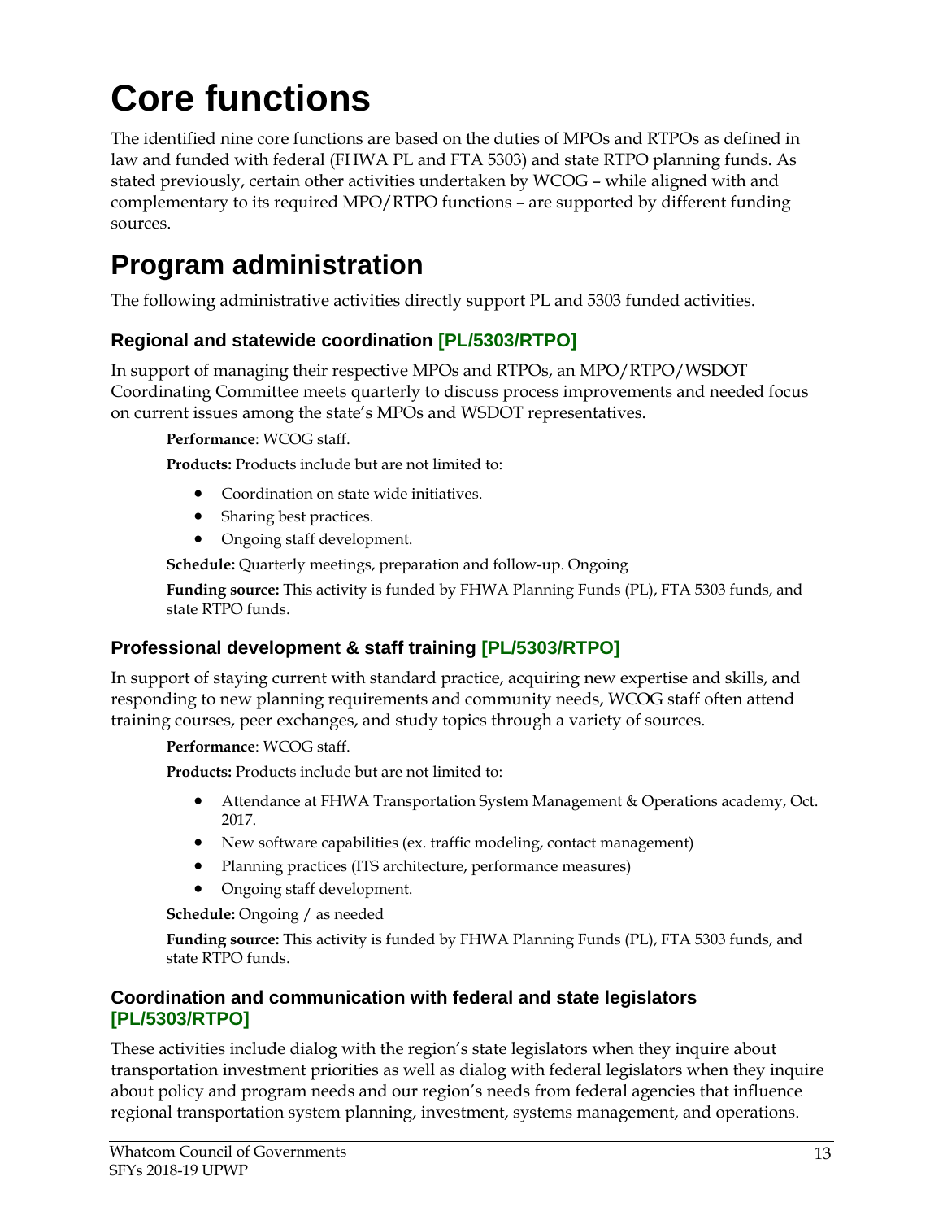# Core functions

The identified nine core functions are based on the duties of MPOs and RTPOs as defined in law and funded with federal (FHWA PL and FTA 5303) and state RTPO planning funds. As stated previously, certain other activities undertaken by WCOG – while aligned with and complementary to its required MPO/RTPO functions – are supported by different funding sources.

# Program administration

The following administrative activities directly support PL and 5303 funded activities.

### Regional and statewide coordination [PL/5303/RTPO]

In support of managing their respective MPOs and RTPOs, an MPO/RTPO/WSDOT Coordinating Committee meets quarterly to discuss process improvements and needed focus on current issues among the state's MPOs and WSDOT representatives.

**Performance**: WCOG staff.

**Products:** Products include but are not limited to:

- Coordination on state wide initiatives.
- Sharing best practices.
- Ongoing staff development.

**Schedule:** Quarterly meetings, preparation and follow-up. Ongoing

**Funding source:** This activity is funded by FHWA Planning Funds (PL), FTA 5303 funds, and state RTPO funds.

### Professional development & staff training [PL/5303/RTPO]

In support of staying current with standard practice, acquiring new expertise and skills, and responding to new planning requirements and community needs, WCOG staff often attend training courses, peer exchanges, and study topics through a variety of sources.

**Performance**: WCOG staff.

**Products:** Products include but are not limited to:

- Attendance at FHWA Transportation System Management & Operations academy, Oct. 2017.
- New software capabilities (ex. traffic modeling, contact management)
- Planning practices (ITS architecture, performance measures)
- Ongoing staff development.

**Schedule:** Ongoing / as needed

**Funding source:** This activity is funded by FHWA Planning Funds (PL), FTA 5303 funds, and state RTPO funds.

### Coordination and communication with federal and state legislators [PL/5303/RTPO]

These activities include dialog with the region's state legislators when they inquire about transportation investment priorities as well as dialog with federal legislators when they inquire about policy and program needs and our region's needs from federal agencies that influence regional transportation system planning, investment, systems management, and operations.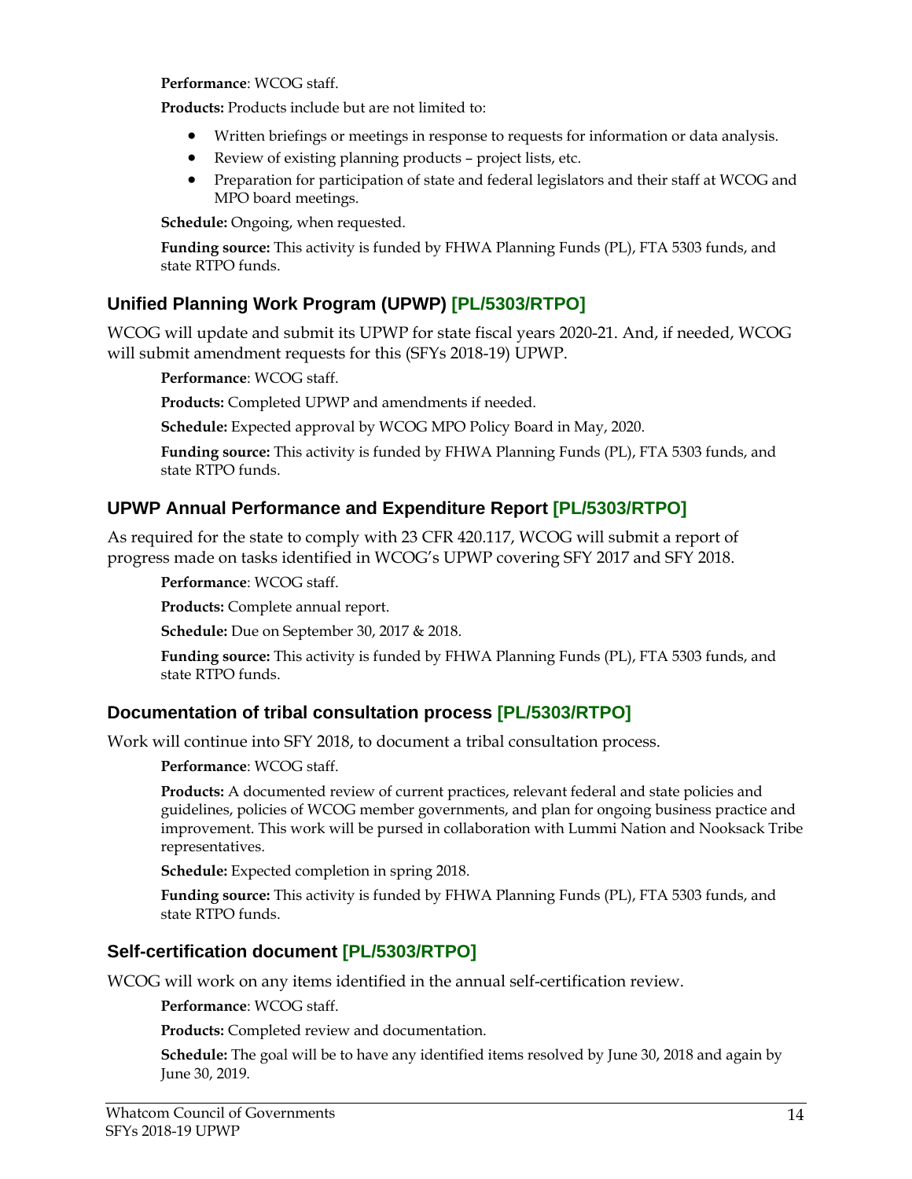**Performance**: WCOG staff.

**Products:** Products include but are not limited to:

- Written briefings or meetings in response to requests for information or data analysis.
- Review of existing planning products – project lists, etc.
- Preparation for participation of state and federal legislators and their staff at WCOG and MPO board meetings.

**Schedule:** Ongoing, when requested.

**Funding source:** This activity is funded by FHWA Planning Funds (PL), FTA 5303 funds, and state RTPO funds.

### Unified Planning Work Program (UPWP) [PL/5303/RTPO]

WCOG will update and submit its UPWP for state fiscal years 2020-21. And, if needed, WCOG will submit amendment requests for this (SFYs 2018-19) UPWP.

**Performance**: WCOG staff.

**Products:** Completed UPWP and amendments if needed.

**Schedule:** Expected approval by WCOG MPO Policy Board in May, 2020.

**Funding source:** This activity is funded by FHWA Planning Funds (PL), FTA 5303 funds, and state RTPO funds.

### UPWP Annual Performance and Expenditure Report [PL/5303/RTPO]

As required for the state to comply with 23 CFR 420.117, WCOG will submit a report of progress made on tasks identified in WCOG's UPWP covering SFY 2017 and SFY 2018.

**Performance**: WCOG staff.

**Products:** Complete annual report.

**Schedule:** Due on September 30, 2017 & 2018.

**Funding source:** This activity is funded by FHWA Planning Funds (PL), FTA 5303 funds, and state RTPO funds.

### Documentation of tribal consultation process [PL/5303/RTPO]

Work will continue into SFY 2018, to document a tribal consultation process.

**Performance**: WCOG staff.

**Products:** A documented review of current practices, relevant federal and state policies and guidelines, policies of WCOG member governments, and plan for ongoing business practice and improvement. This work will be pursed in collaboration with Lummi Nation and Nooksack Tribe representatives.

**Schedule:** Expected completion in spring 2018.

**Funding source:** This activity is funded by FHWA Planning Funds (PL), FTA 5303 funds, and state RTPO funds.

### Self-certification document [PL/5303/RTPO]

WCOG will work on any items identified in the annual self-certification review.

**Performance**: WCOG staff.

**Products:** Completed review and documentation.

**Schedule:** The goal will be to have any identified items resolved by June 30, 2018 and again by June 30, 2019.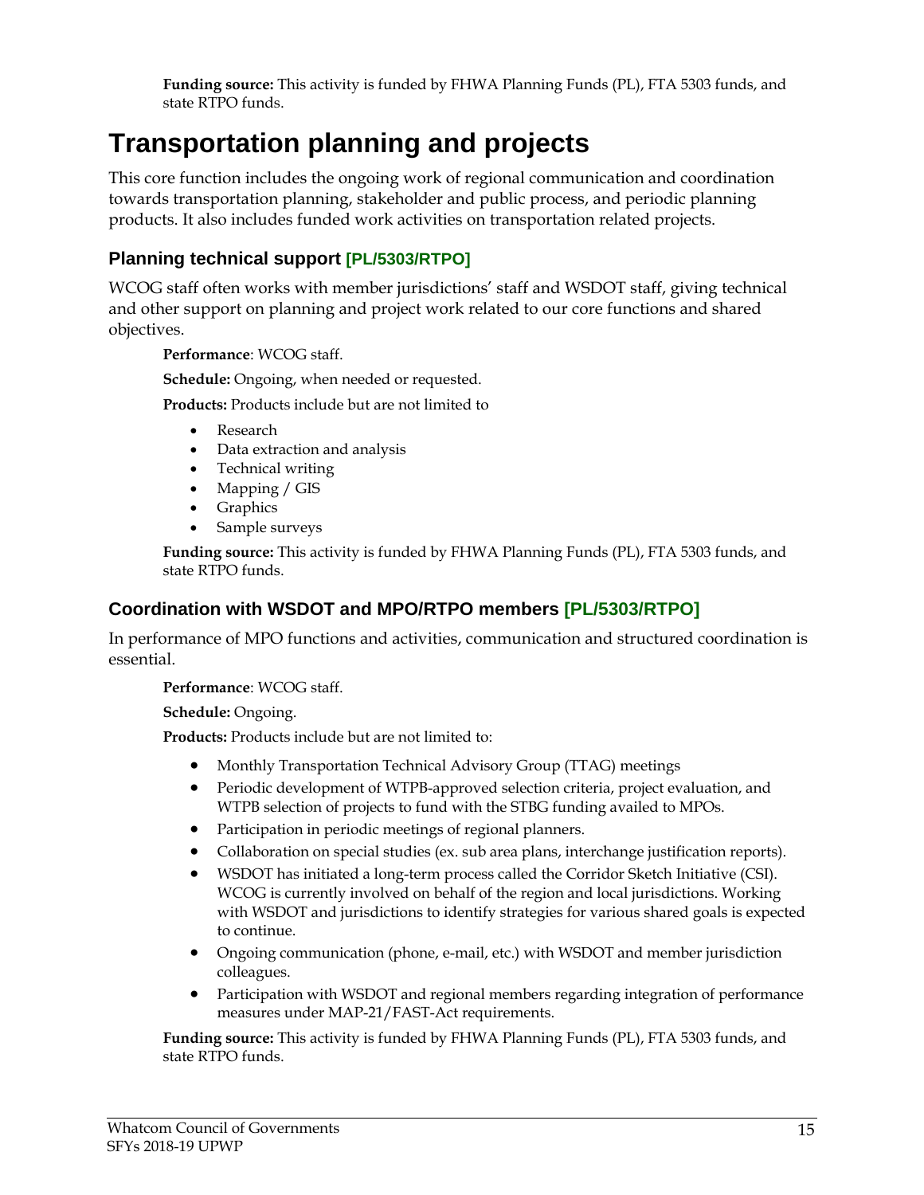**Funding source:** This activity is funded by FHWA Planning Funds (PL), FTA 5303 funds, and state RTPO funds.

# Transportation planning and projects

This core function includes the ongoing work of regional communication and coordination towards transportation planning, stakeholder and public process, and periodic planning products. It also includes funded work activities on transportation related projects.

## Planning technical support [PL/5303/RTPO]

WCOG staff often works with member jurisdictions' staff and WSDOT staff, giving technical and other support on planning and project work related to our core functions and shared objectives.

**Performance**: WCOG staff.

**Schedule:** Ongoing, when needed or requested.

**Products:** Products include but are not limited to

- Research
- Data extraction and analysis
- Technical writing
- Mapping / GIS
- Graphics
- Sample surveys

**Funding source:** This activity is funded by FHWA Planning Funds (PL), FTA 5303 funds, and state RTPO funds.

## Coordination with WSDOT and MPO/RTPO members [PL/5303/RTPO]

In performance of MPO functions and activities, communication and structured coordination is essential.

**Performance**: WCOG staff.

**Schedule:** Ongoing.

**Products:** Products include but are not limited to:

- Monthly Transportation Technical Advisory Group (TTAG) meetings
- Periodic development of WTPB-approved selection criteria, project evaluation, and WTPB selection of projects to fund with the STBG funding availed to MPOs.
- Participation in periodic meetings of regional planners.
- Collaboration on special studies (ex. sub area plans, interchange justification reports).
- WSDOT has initiated a long-term process called the Corridor Sketch Initiative (CSI). WCOG is currently involved on behalf of the region and local jurisdictions. Working with WSDOT and jurisdictions to identify strategies for various shared goals is expected to continue.
- Ongoing communication (phone, e-mail, etc.) with WSDOT and member jurisdiction colleagues.
- Participation with WSDOT and regional members regarding integration of performance measures under MAP-21/FAST-Act requirements.

**Funding source:** This activity is funded by FHWA Planning Funds (PL), FTA 5303 funds, and state RTPO funds.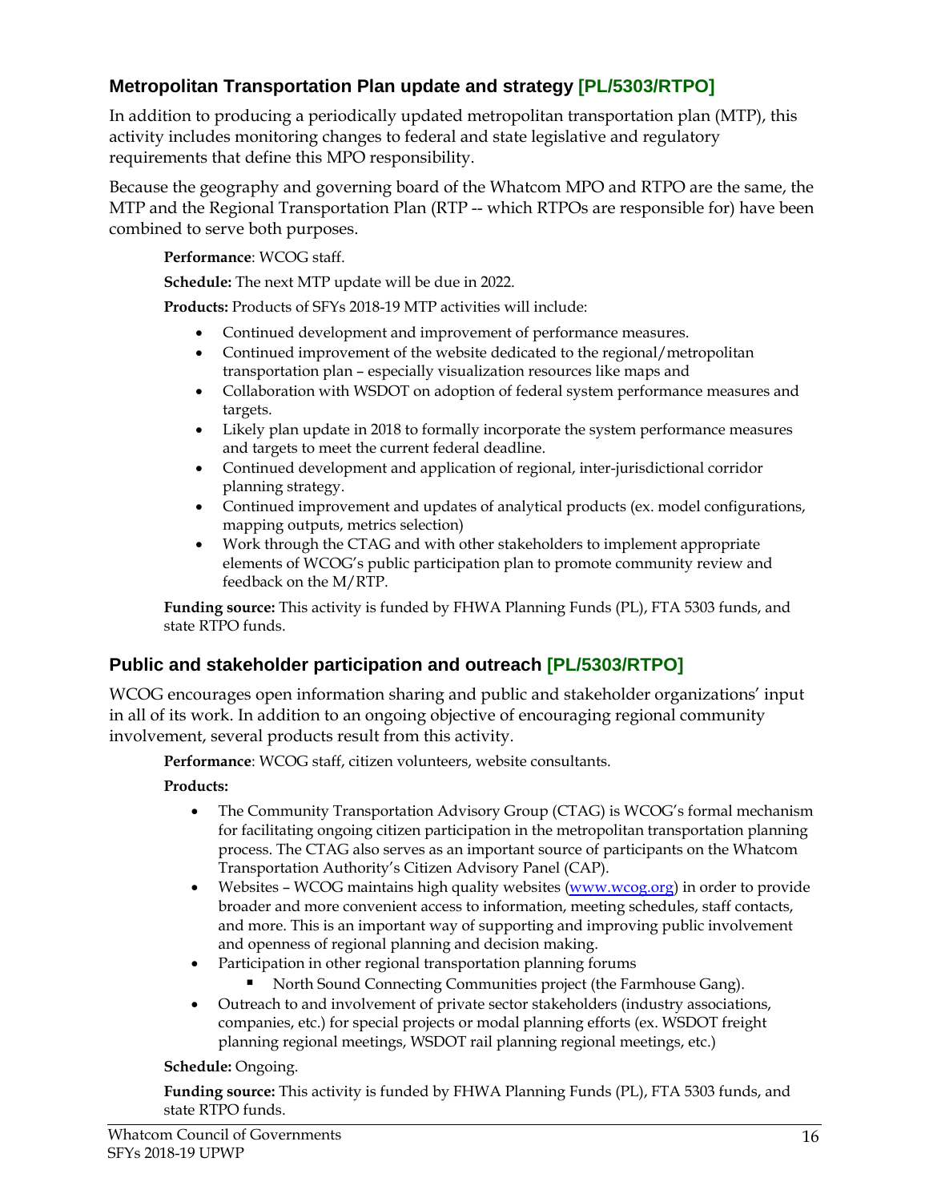### Metropolitan Transportation Plan update and strategy [PL/5303/RTPO]

In addition to producing a periodically updated metropolitan transportation plan (MTP), this activity includes monitoring changes to federal and state legislative and regulatory requirements that define this MPO responsibility.

Because the geography and governing board of the Whatcom MPO and RTPO are the same, the MTP and the Regional Transportation Plan (RTP -- which RTPOs are responsible for) have been combined to serve both purposes.

**Performance**: WCOG staff.

**Schedule:** The next MTP update will be due in 2022.

**Products:** Products of SFYs 2018-19 MTP activities will include:

- Continued development and improvement of performance measures.
- Continued improvement of the website dedicated to the regional/metropolitan transportation plan – especially visualization resources like maps and
- Collaboration with WSDOT on adoption of federal system performance measures and targets.
- Likely plan update in 2018 to formally incorporate the system performance measures and targets to meet the current federal deadline.
- Continued development and application of regional, inter-jurisdictional corridor planning strategy.
- Continued improvement and updates of analytical products (ex. model configurations, mapping outputs, metrics selection)
- Work through the CTAG and with other stakeholders to implement appropriate elements of WCOG's public participation plan to promote community review and feedback on the M/RTP.

**Funding source:** This activity is funded by FHWA Planning Funds (PL), FTA 5303 funds, and state RTPO funds.

### Public and stakeholder participation and outreach [PL/5303/RTPO]

WCOG encourages open information sharing and public and stakeholder organizations' input in all of its work. In addition to an ongoing objective of encouraging regional community involvement, several products result from this activity.

**Performance**: WCOG staff, citizen volunteers, website consultants.

**Products:**

- The Community Transportation Advisory Group (CTAG) is WCOG's formal mechanism for facilitating ongoing citizen participation in the metropolitan transportation planning process. The CTAG also serves as an important source of participants on the Whatcom Transportation Authority's Citizen Advisory Panel (CAP).
- Websites – WCOG maintains high quality websites (www.wcog.org) in order to provide broader and more convenient access to information, meeting schedules, staff contacts, and more. This is an important way of supporting and improving public involvement and openness of regional planning and decision making.
- Participation in other regional transportation planning forums
  - North Sound Connecting Communities project (the Farmhouse Gang).
- Outreach to and involvement of private sector stakeholders (industry associations, companies, etc.) for special projects or modal planning efforts (ex. WSDOT freight planning regional meetings, WSDOT rail planning regional meetings, etc.)

**Schedule:** Ongoing.

**Funding source:** This activity is funded by FHWA Planning Funds (PL), FTA 5303 funds, and state RTPO funds.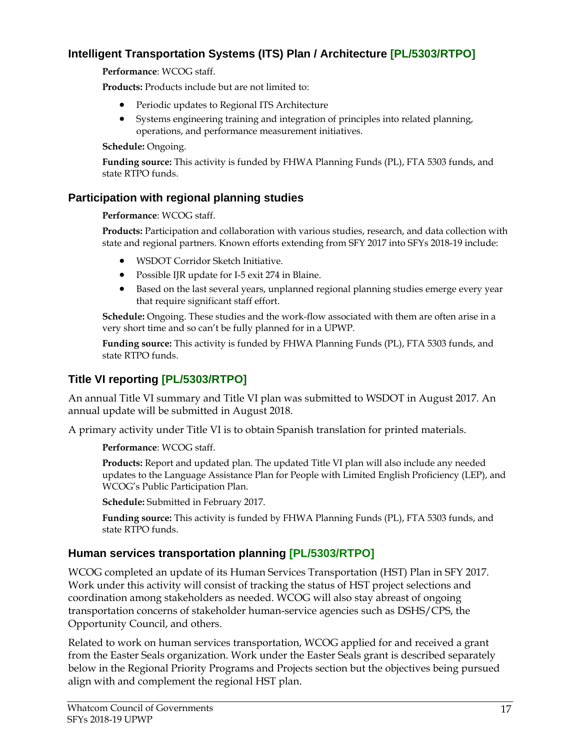### Intelligent Transportation Systems (ITS) Plan / Architecture [PL/5303/RTPO]

**Performance**: WCOG staff.

**Products:** Products include but are not limited to:

- Periodic updates to Regional ITS Architecture
- Systems engineering training and integration of principles into related planning, operations, and performance measurement initiatives.

**Schedule:** Ongoing.

**Funding source:** This activity is funded by FHWA Planning Funds (PL), FTA 5303 funds, and state RTPO funds.

### Participation with regional planning studies

**Performance**: WCOG staff.

**Products:** Participation and collaboration with various studies, research, and data collection with state and regional partners. Known efforts extending from SFY 2017 into SFYs 2018-19 include:

- WSDOT Corridor Sketch Initiative.
- Possible IJR update for I-5 exit 274 in Blaine.
- Based on the last several years, unplanned regional planning studies emerge every year that require significant staff effort.

**Schedule:** Ongoing. These studies and the work-flow associated with them are often arise in a very short time and so can't be fully planned for in a UPWP.

**Funding source:** This activity is funded by FHWA Planning Funds (PL), FTA 5303 funds, and state RTPO funds.

### Title VI reporting [PL/5303/RTPO]

An annual Title VI summary and Title VI plan was submitted to WSDOT in August 2017. An annual update will be submitted in August 2018.

A primary activity under Title VI is to obtain Spanish translation for printed materials.

**Performance**: WCOG staff.

**Products:** Report and updated plan. The updated Title VI plan will also include any needed updates to the Language Assistance Plan for People with Limited English Proficiency (LEP), and WCOG's Public Participation Plan.

**Schedule:** Submitted in February 2017.

**Funding source:** This activity is funded by FHWA Planning Funds (PL), FTA 5303 funds, and state RTPO funds.

### Human services transportation planning [PL/5303/RTPO]

WCOG completed an update of its Human Services Transportation (HST) Plan in SFY 2017. Work under this activity will consist of tracking the status of HST project selections and coordination among stakeholders as needed. WCOG will also stay abreast of ongoing transportation concerns of stakeholder human-service agencies such as DSHS/CPS, the Opportunity Council, and others.

Related to work on human services transportation, WCOG applied for and received a grant from the Easter Seals organization. Work under the Easter Seals grant is described separately below in the Regional Priority Programs and Projects section but the objectives being pursued align with and complement the regional HST plan.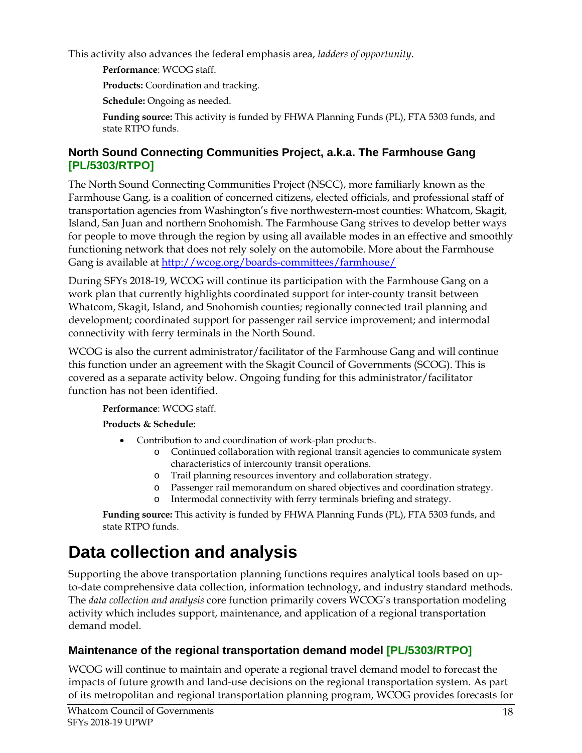This activity also advances the federal emphasis area, *ladders of opportunity*.

**Performance**: WCOG staff.

**Products:** Coordination and tracking.

**Schedule:** Ongoing as needed.

**Funding source:** This activity is funded by FHWA Planning Funds (PL), FTA 5303 funds, and state RTPO funds.

### North Sound Connecting Communities Project, a.k.a. The Farmhouse Gang [PL/5303/RTPO]

The North Sound Connecting Communities Project (NSCC), more familiarly known as the Farmhouse Gang, is a coalition of concerned citizens, elected officials, and professional staff of transportation agencies from Washington's five northwestern-most counties: Whatcom, Skagit, Island, San Juan and northern Snohomish. The Farmhouse Gang strives to develop better ways for people to move through the region by using all available modes in an effective and smoothly functioning network that does not rely solely on the automobile. More about the Farmhouse Gang is available at [http://wcog.org/boards-committees/farmhouse/](http://wcog.org/boards-committees/farmhouse/)

During SFYs 2018-19, WCOG will continue its participation with the Farmhouse Gang on a work plan that currently highlights coordinated support for inter-county transit between Whatcom, Skagit, Island, and Snohomish counties; regionally connected trail planning and development; coordinated support for passenger rail service improvement; and intermodal connectivity with ferry terminals in the North Sound.

WCOG is also the current administrator/facilitator of the Farmhouse Gang and will continue this function under an agreement with the Skagit Council of Governments (SCOG). This is covered as a separate activity below. Ongoing funding for this administrator/facilitator function has not been identified.

**Performance**: WCOG staff.

**Products & Schedule:**

- Contribution to and coordination of work-plan products.
  - Continued collaboration with regional transit agencies to communicate system characteristics of intercounty transit operations.
  - Trail planning resources inventory and collaboration strategy.
  - Passenger rail memorandum on shared objectives and coordination strategy.
  - Intermodal connectivity with ferry terminals briefing and strategy.

**Funding source:** This activity is funded by FHWA Planning Funds (PL), FTA 5303 funds, and state RTPO funds.

## Data collection and analysis

Supporting the above transportation planning functions requires analytical tools based on up-to-date comprehensive data collection, information technology, and industry standard methods. The *data collection and analysis* core function primarily covers WCOG's transportation modeling activity which includes support, maintenance, and application of a regional transportation demand model.

### Maintenance of the regional transportation demand model [PL/5303/RTPO]

WCOG will continue to maintain and operate a regional travel demand model to forecast the impacts of future growth and land-use decisions on the regional transportation system. As part of its metropolitan and regional transportation planning program, WCOG provides forecasts for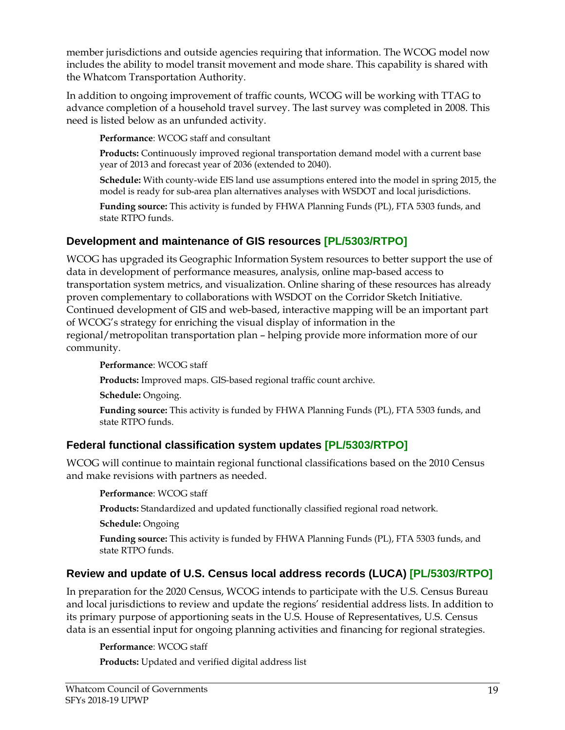member jurisdictions and outside agencies requiring that information. The WCOG model now includes the ability to model transit movement and mode share. This capability is shared with the Whatcom Transportation Authority.

In addition to ongoing improvement of traffic counts, WCOG will be working with TTAG to advance completion of a household travel survey. The last survey was completed in 2008. This need is listed below as an unfunded activity.

**Performance**: WCOG staff and consultant

**Products:** Continuously improved regional transportation demand model with a current base year of 2013 and forecast year of 2036 (extended to 2040).

**Schedule:** With county-wide EIS land use assumptions entered into the model in spring 2015, the model is ready for sub-area plan alternatives analyses with WSDOT and local jurisdictions.

**Funding source:** This activity is funded by FHWA Planning Funds (PL), FTA 5303 funds, and state RTPO funds.

### Development and maintenance of GIS resources [PL/5303/RTPO]

WCOG has upgraded its Geographic Information System resources to better support the use of data in development of performance measures, analysis, online map-based access to transportation system metrics, and visualization. Online sharing of these resources has already proven complementary to collaborations with WSDOT on the Corridor Sketch Initiative. Continued development of GIS and web-based, interactive mapping will be an important part of WCOG's strategy for enriching the visual display of information in the regional/metropolitan transportation plan – helping provide more information more of our community.

**Performance**: WCOG staff

**Products:** Improved maps. GIS-based regional traffic count archive.

**Schedule:** Ongoing.

**Funding source:** This activity is funded by FHWA Planning Funds (PL), FTA 5303 funds, and state RTPO funds.

### Federal functional classification system updates [PL/5303/RTPO]

WCOG will continue to maintain regional functional classifications based on the 2010 Census and make revisions with partners as needed.

**Performance**: WCOG staff

**Products:** Standardized and updated functionally classified regional road network.

**Schedule:** Ongoing

**Funding source:** This activity is funded by FHWA Planning Funds (PL), FTA 5303 funds, and state RTPO funds.

### Review and update of U.S. Census local address records (LUCA) [PL/5303/RTPO]

In preparation for the 2020 Census, WCOG intends to participate with the U.S. Census Bureau and local jurisdictions to review and update the regions' residential address lists. In addition to its primary purpose of apportioning seats in the U.S. House of Representatives, U.S. Census data is an essential input for ongoing planning activities and financing for regional strategies.

**Performance**: WCOG staff

**Products:** Updated and verified digital address list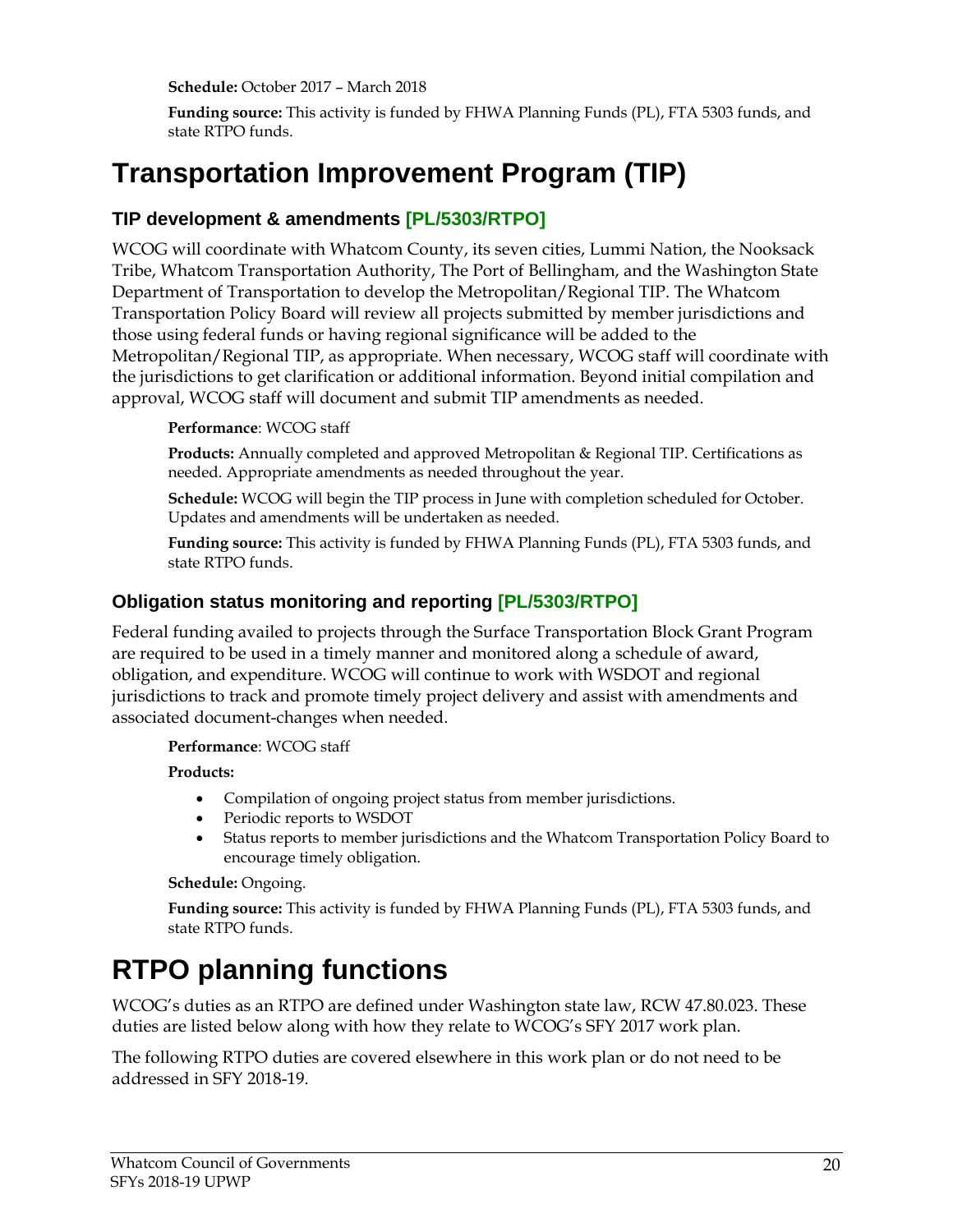**Schedule:** October 2017 – March 2018

**Funding source:** This activity is funded by FHWA Planning Funds (PL), FTA 5303 funds, and state RTPO funds.

# Transportation Improvement Program (TIP)

### TIP development & amendments [PL/5303/RTPO]

WCOG will coordinate with Whatcom County, its seven cities, Lummi Nation, the Nooksack Tribe, Whatcom Transportation Authority, The Port of Bellingham, and the Washington State Department of Transportation to develop the Metropolitan/Regional TIP. The Whatcom Transportation Policy Board will review all projects submitted by member jurisdictions and those using federal funds or having regional significance will be added to the Metropolitan/Regional TIP, as appropriate. When necessary, WCOG staff will coordinate with the jurisdictions to get clarification or additional information. Beyond initial compilation and approval, WCOG staff will document and submit TIP amendments as needed.

**Performance**: WCOG staff

**Products:** Annually completed and approved Metropolitan & Regional TIP. Certifications as needed. Appropriate amendments as needed throughout the year.

**Schedule:** WCOG will begin the TIP process in June with completion scheduled for October. Updates and amendments will be undertaken as needed.

**Funding source:** This activity is funded by FHWA Planning Funds (PL), FTA 5303 funds, and state RTPO funds.

### Obligation status monitoring and reporting [PL/5303/RTPO]

Federal funding availed to projects through the Surface Transportation Block Grant Program are required to be used in a timely manner and monitored along a schedule of award, obligation, and expenditure. WCOG will continue to work with WSDOT and regional jurisdictions to track and promote timely project delivery and assist with amendments and associated document-changes when needed.

**Performance**: WCOG staff

**Products:**

- Compilation of ongoing project status from member jurisdictions.
- Periodic reports to WSDOT
- Status reports to member jurisdictions and the Whatcom Transportation Policy Board to encourage timely obligation.

**Schedule:** Ongoing.

**Funding source:** This activity is funded by FHWA Planning Funds (PL), FTA 5303 funds, and state RTPO funds.

# RTPO planning functions

WCOG's duties as an RTPO are defined under Washington state law, RCW 47.80.023. These duties are listed below along with how they relate to WCOG's SFY 2017 work plan.

The following RTPO duties are covered elsewhere in this work plan or do not need to be addressed in SFY 2018-19.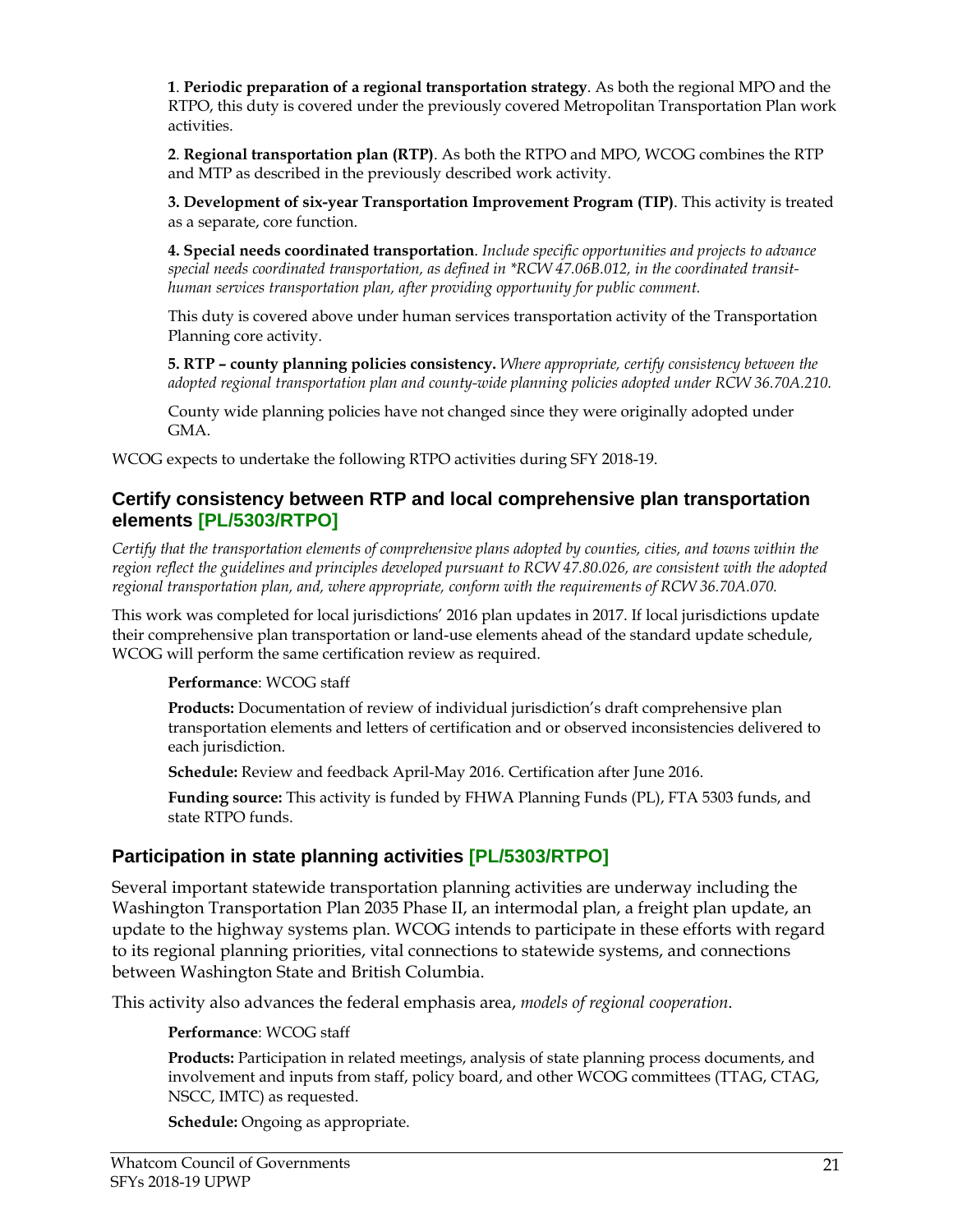**1**. **Periodic preparation of a regional transportation strategy**. As both the regional MPO and the RTPO, this duty is covered under the previously covered Metropolitan Transportation Plan work activities.

**2**. **Regional transportation plan (RTP)**. As both the RTPO and MPO, WCOG combines the RTP and MTP as described in the previously described work activity.

**3. Development of six-year Transportation Improvement Program (TIP)**. This activity is treated as a separate, core function.

**4. Special needs coordinated transportation**. *Include specific opportunities and projects to advance special needs coordinated transportation, as defined in *RCW 47.06B.012, in the coordinated transit-human services transportation plan, after providing opportunity for public comment.*

This duty is covered above under human services transportation activity of the Transportation Planning core activity.

**5. RTP – county planning policies consistency.** *Where appropriate, certify consistency between the adopted regional transportation plan and county-wide planning policies adopted under RCW 36.70A.210.*

County wide planning policies have not changed since they were originally adopted under GMA.

WCOG expects to undertake the following RTPO activities during SFY 2018-19.

### Certify consistency between RTP and local comprehensive plan transportation elements [PL/5303/RTPO]

*Certify that the transportation elements of comprehensive plans adopted by counties, cities, and towns within the region reflect the guidelines and principles developed pursuant to RCW 47.80.026, are consistent with the adopted regional transportation plan, and, where appropriate, conform with the requirements of RCW 36.70A.070.*

This work was completed for local jurisdictions' 2016 plan updates in 2017. If local jurisdictions update their comprehensive plan transportation or land-use elements ahead of the standard update schedule, WCOG will perform the same certification review as required.

**Performance**: WCOG staff

**Products:** Documentation of review of individual jurisdiction's draft comprehensive plan transportation elements and letters of certification and or observed inconsistencies delivered to each jurisdiction.

**Schedule:** Review and feedback April-May 2016. Certification after June 2016.

**Funding source:** This activity is funded by FHWA Planning Funds (PL), FTA 5303 funds, and state RTPO funds.

### Participation in state planning activities [PL/5303/RTPO]

Several important statewide transportation planning activities are underway including the Washington Transportation Plan 2035 Phase II, an intermodal plan, a freight plan update, an update to the highway systems plan. WCOG intends to participate in these efforts with regard to its regional planning priorities, vital connections to statewide systems, and connections between Washington State and British Columbia.

This activity also advances the federal emphasis area, *models of regional cooperation*.

**Performance**: WCOG staff

**Products:** Participation in related meetings, analysis of state planning process documents, and involvement and inputs from staff, policy board, and other WCOG committees (TTAG, CTAG, NSCC, IMTC) as requested.

**Schedule:** Ongoing as appropriate.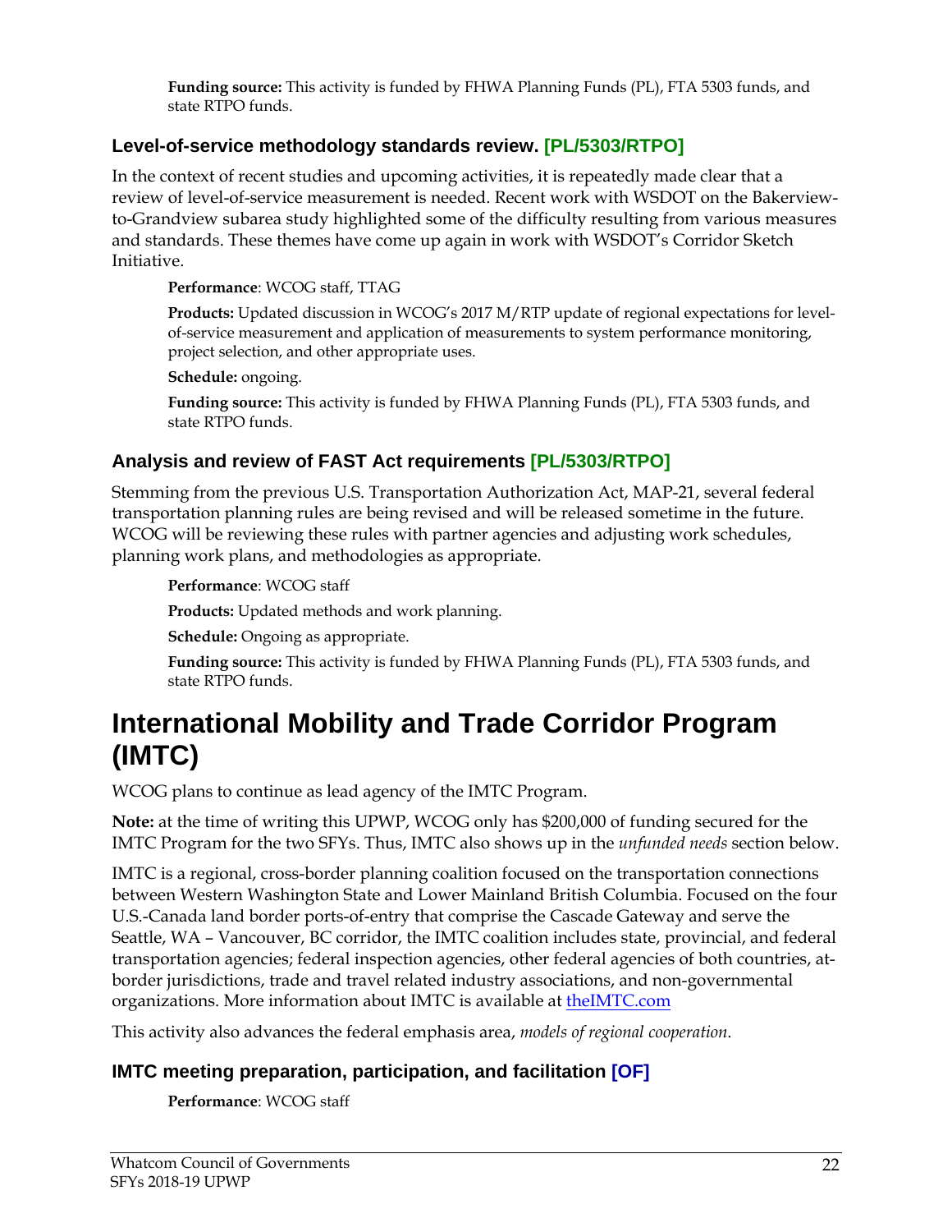**Funding source:** This activity is funded by FHWA Planning Funds (PL), FTA 5303 funds, and state RTPO funds.

### Level-of-service methodology standards review. [PL/5303/RTPO]

In the context of recent studies and upcoming activities, it is repeatedly made clear that a review of level-of-service measurement is needed. Recent work with WSDOT on the Bakerview-to-Grandview subarea study highlighted some of the difficulty resulting from various measures and standards. These themes have come up again in work with WSDOT's Corridor Sketch Initiative.

**Performance**: WCOG staff, TTAG

**Products:** Updated discussion in WCOG's 2017 M/RTP update of regional expectations for level-of-service measurement and application of measurements to system performance monitoring, project selection, and other appropriate uses.

**Schedule:** ongoing.

**Funding source:** This activity is funded by FHWA Planning Funds (PL), FTA 5303 funds, and state RTPO funds.

### Analysis and review of FAST Act requirements [PL/5303/RTPO]

Stemming from the previous U.S. Transportation Authorization Act, MAP-21, several federal transportation planning rules are being revised and will be released sometime in the future. WCOG will be reviewing these rules with partner agencies and adjusting work schedules, planning work plans, and methodologies as appropriate.

**Performance**: WCOG staff

**Products:** Updated methods and work planning.

**Schedule:** Ongoing as appropriate.

**Funding source:** This activity is funded by FHWA Planning Funds (PL), FTA 5303 funds, and state RTPO funds.

# International Mobility and Trade Corridor Program (IMTC)

WCOG plans to continue as lead agency of the IMTC Program.

**Note:** at the time of writing this UPWP, WCOG only has $200,000 of funding secured for the IMTC Program for the two SFYs. Thus, IMTC also shows up in the *unfunded needs* section below.

IMTC is a regional, cross-border planning coalition focused on the transportation connections between Western Washington State and Lower Mainland British Columbia. Focused on the four U.S.-Canada land border ports-of-entry that comprise the Cascade Gateway and serve the Seattle, WA – Vancouver, BC corridor, the IMTC coalition includes state, provincial, and federal transportation agencies; federal inspection agencies, other federal agencies of both countries, at-border jurisdictions, trade and travel related industry associations, and non-governmental organizations. More information about IMTC is available at theIMTC.com

This activity also advances the federal emphasis area, *models of regional cooperation*.

### IMTC meeting preparation, participation, and facilitation [OF]

**Performance**: WCOG staff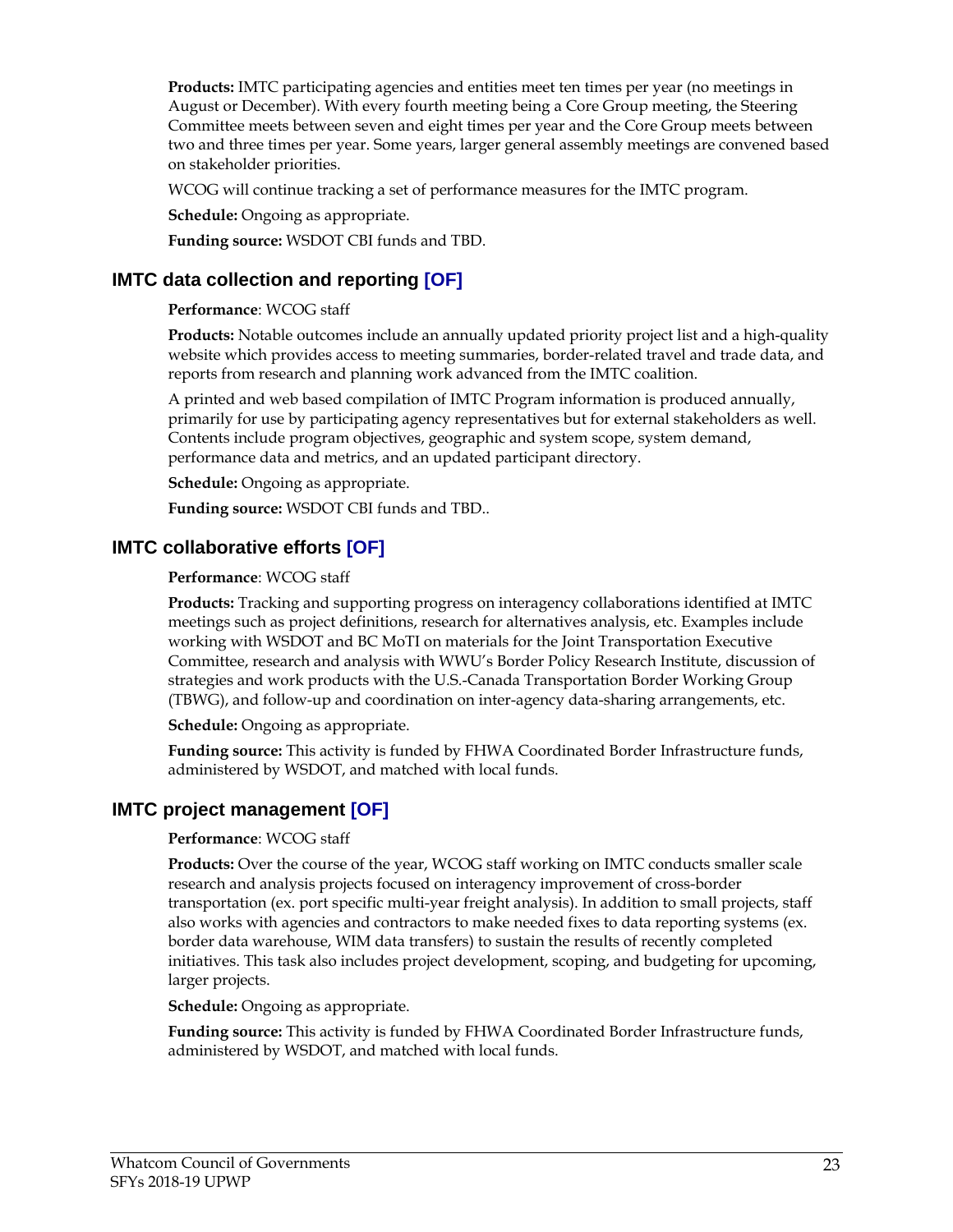**Products:** IMTC participating agencies and entities meet ten times per year (no meetings in August or December). With every fourth meeting being a Core Group meeting, the Steering Committee meets between seven and eight times per year and the Core Group meets between two and three times per year. Some years, larger general assembly meetings are convened based on stakeholder priorities.

WCOG will continue tracking a set of performance measures for the IMTC program.

**Schedule:** Ongoing as appropriate.

**Funding source:** WSDOT CBI funds and TBD.

### IMTC data collection and reporting [OF]

**Performance**: WCOG staff

**Products:** Notable outcomes include an annually updated priority project list and a high-quality website which provides access to meeting summaries, border-related travel and trade data, and reports from research and planning work advanced from the IMTC coalition.

A printed and web based compilation of IMTC Program information is produced annually, primarily for use by participating agency representatives but for external stakeholders as well. Contents include program objectives, geographic and system scope, system demand, performance data and metrics, and an updated participant directory.

**Schedule:** Ongoing as appropriate.

**Funding source:** WSDOT CBI funds and TBD..

### IMTC collaborative efforts [OF]

**Performance**: WCOG staff

**Products:** Tracking and supporting progress on interagency collaborations identified at IMTC meetings such as project definitions, research for alternatives analysis, etc. Examples include working with WSDOT and BC MoTI on materials for the Joint Transportation Executive Committee, research and analysis with WWU's Border Policy Research Institute, discussion of strategies and work products with the U.S.-Canada Transportation Border Working Group (TBWG), and follow-up and coordination on inter-agency data-sharing arrangements, etc.

**Schedule:** Ongoing as appropriate.

**Funding source:** This activity is funded by FHWA Coordinated Border Infrastructure funds, administered by WSDOT, and matched with local funds.

### IMTC project management [OF]

**Performance**: WCOG staff

**Products:** Over the course of the year, WCOG staff working on IMTC conducts smaller scale research and analysis projects focused on interagency improvement of cross-border transportation (ex. port specific multi-year freight analysis). In addition to small projects, staff also works with agencies and contractors to make needed fixes to data reporting systems (ex. border data warehouse, WIM data transfers) to sustain the results of recently completed initiatives. This task also includes project development, scoping, and budgeting for upcoming, larger projects.

**Schedule:** Ongoing as appropriate.

**Funding source:** This activity is funded by FHWA Coordinated Border Infrastructure funds, administered by WSDOT, and matched with local funds.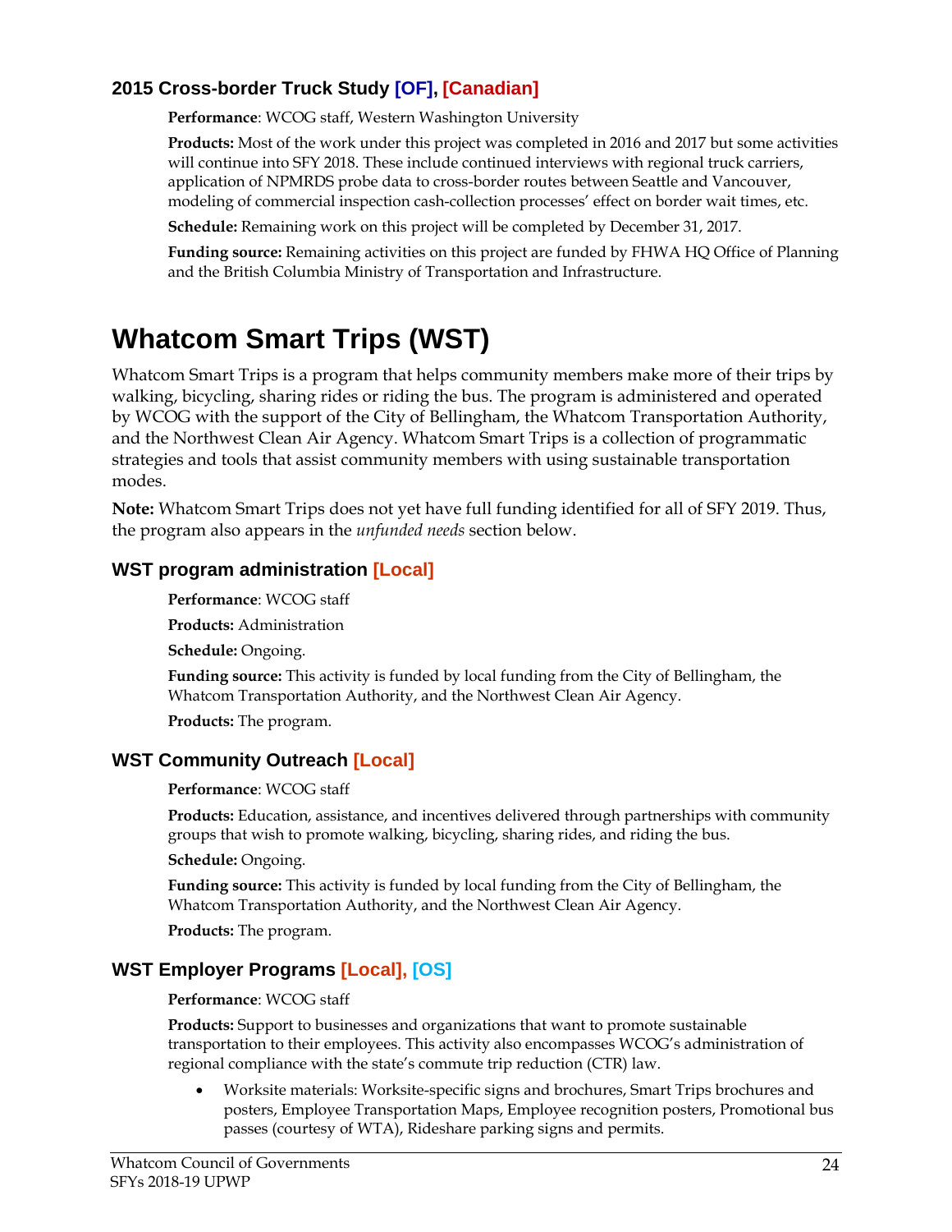### 2015 Cross-border Truck Study [OF], [Canadian]

**Performance**: WCOG staff, Western Washington University

**Products:** Most of the work under this project was completed in 2016 and 2017 but some activities will continue into SFY 2018. These include continued interviews with regional truck carriers, application of NPMRDS probe data to cross-border routes between Seattle and Vancouver, modeling of commercial inspection cash-collection processes' effect on border wait times, etc.

**Schedule:** Remaining work on this project will be completed by December 31, 2017.

**Funding source:** Remaining activities on this project are funded by FHWA HQ Office of Planning and the British Columbia Ministry of Transportation and Infrastructure.

# Whatcom Smart Trips (WST)

Whatcom Smart Trips is a program that helps community members make more of their trips by walking, bicycling, sharing rides or riding the bus. The program is administered and operated by WCOG with the support of the City of Bellingham, the Whatcom Transportation Authority, and the Northwest Clean Air Agency. Whatcom Smart Trips is a collection of programmatic strategies and tools that assist community members with using sustainable transportation modes.

**Note:** Whatcom Smart Trips does not yet have full funding identified for all of SFY 2019. Thus, the program also appears in the *unfunded needs* section below.

### WST program administration [Local]

**Performance**: WCOG staff

**Products:** Administration

**Schedule:** Ongoing.

**Funding source:** This activity is funded by local funding from the City of Bellingham, the Whatcom Transportation Authority, and the Northwest Clean Air Agency.

**Products:** The program.

### WST Community Outreach [Local]

**Performance**: WCOG staff

**Products:** Education, assistance, and incentives delivered through partnerships with community groups that wish to promote walking, bicycling, sharing rides, and riding the bus.

**Schedule:** Ongoing.

**Funding source:** This activity is funded by local funding from the City of Bellingham, the Whatcom Transportation Authority, and the Northwest Clean Air Agency.

**Products:** The program.

### WST Employer Programs [Local], [OS]

**Performance**: WCOG staff

**Products:** Support to businesses and organizations that want to promote sustainable transportation to their employees. This activity also encompasses WCOG's administration of regional compliance with the state's commute trip reduction (CTR) law.

- Worksite materials: Worksite-specific signs and brochures, Smart Trips brochures and posters, Employee Transportation Maps, Employee recognition posters, Promotional bus passes (courtesy of WTA), Rideshare parking signs and permits.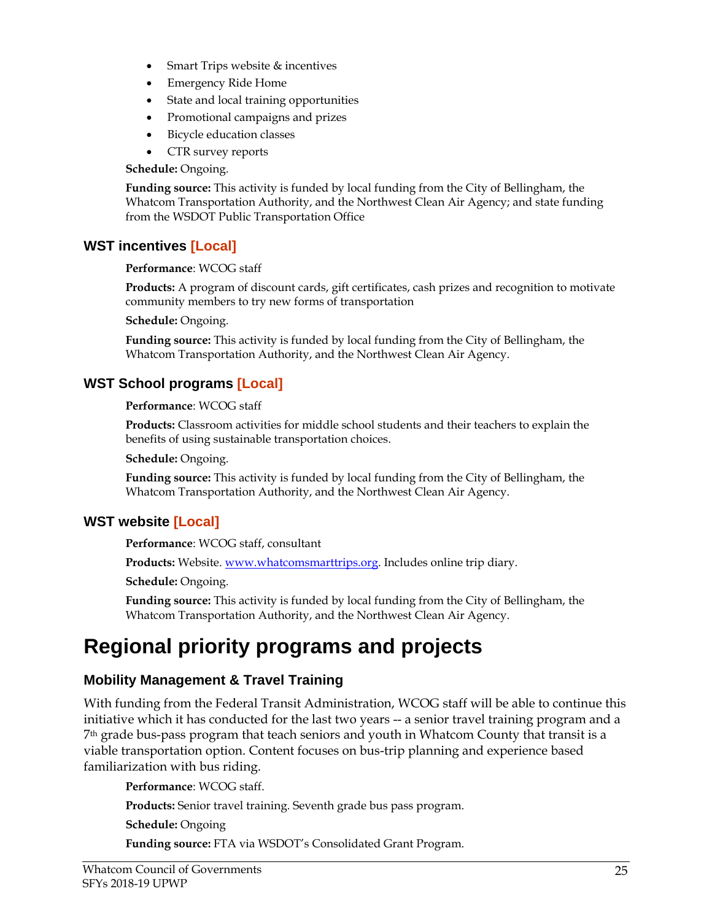- Smart Trips website & incentives
- Emergency Ride Home
- State and local training opportunities
- Promotional campaigns and prizes
- Bicycle education classes
- CTR survey reports

**Schedule:** Ongoing.

**Funding source:** This activity is funded by local funding from the City of Bellingham, the Whatcom Transportation Authority, and the Northwest Clean Air Agency; and state funding from the WSDOT Public Transportation Office

### WST incentives [Local]

**Performance**: WCOG staff

**Products:** A program of discount cards, gift certificates, cash prizes and recognition to motivate community members to try new forms of transportation

**Schedule:** Ongoing.

**Funding source:** This activity is funded by local funding from the City of Bellingham, the Whatcom Transportation Authority, and the Northwest Clean Air Agency.

### WST School programs [Local]

**Performance**: WCOG staff

**Products:** Classroom activities for middle school students and their teachers to explain the benefits of using sustainable transportation choices.

**Schedule:** Ongoing.

**Funding source:** This activity is funded by local funding from the City of Bellingham, the Whatcom Transportation Authority, and the Northwest Clean Air Agency.

### WST website [Local]

**Performance**: WCOG staff, consultant

**Products:** Website. www.whatcomsmarttrips.org. Includes online trip diary.

**Schedule:** Ongoing.

**Funding source:** This activity is funded by local funding from the City of Bellingham, the Whatcom Transportation Authority, and the Northwest Clean Air Agency.

# Regional priority programs and projects

### Mobility Management & Travel Training

With funding from the Federal Transit Administration, WCOG staff will be able to continue this initiative which it has conducted for the last two years -- a senior travel training program and a 7th grade bus-pass program that teach seniors and youth in Whatcom County that transit is a viable transportation option. Content focuses on bus-trip planning and experience based familiarization with bus riding.

**Performance**: WCOG staff.

**Products:** Senior travel training. Seventh grade bus pass program.

**Schedule:** Ongoing

**Funding source:** FTA via WSDOT's Consolidated Grant Program.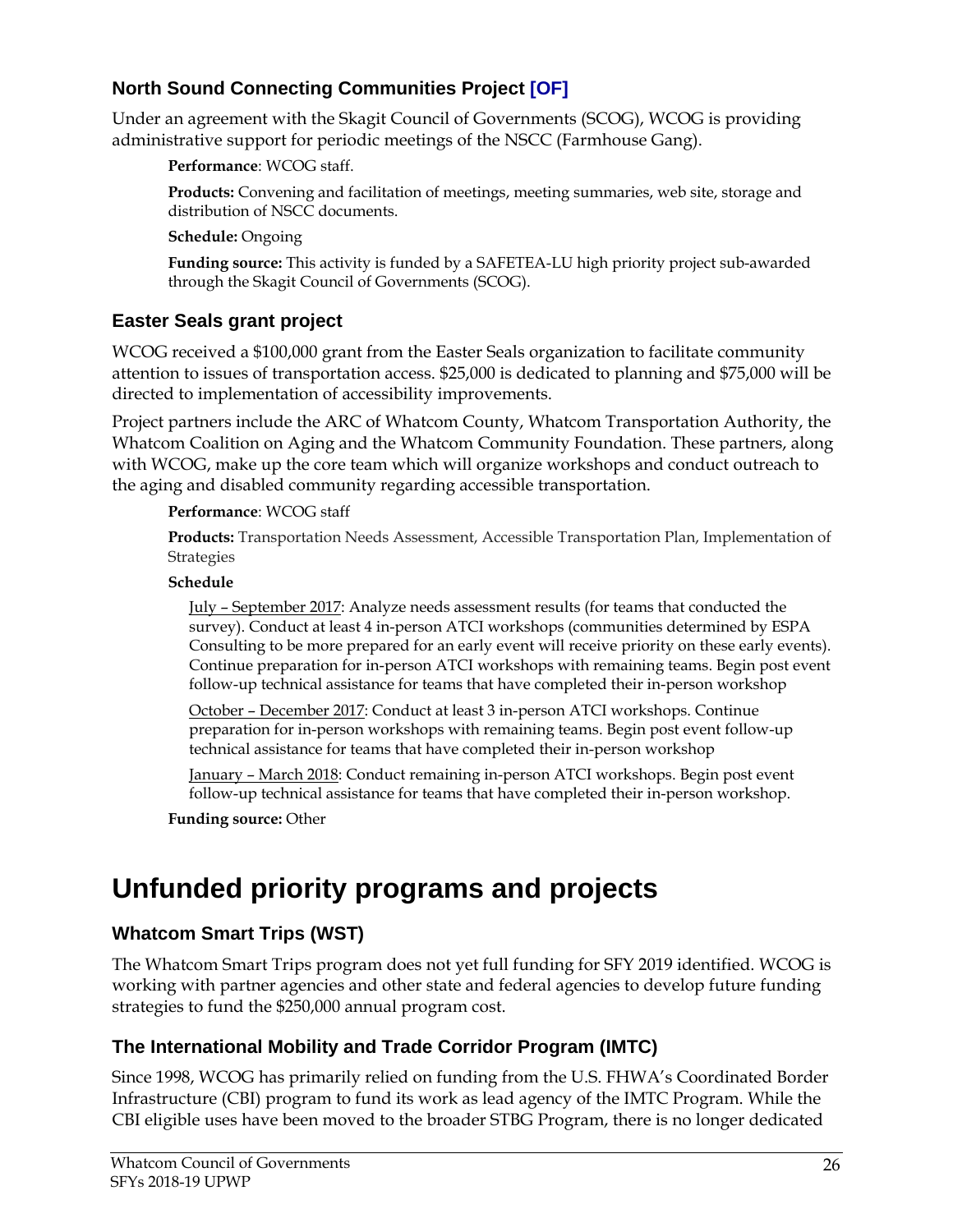### North Sound Connecting Communities Project [OF]

Under an agreement with the Skagit Council of Governments (SCOG), WCOG is providing administrative support for periodic meetings of the NSCC (Farmhouse Gang).

**Performance**: WCOG staff.

**Products:** Convening and facilitation of meetings, meeting summaries, web site, storage and distribution of NSCC documents.

**Schedule:** Ongoing

**Funding source:** This activity is funded by a SAFETEA-LU high priority project sub-awarded through the Skagit Council of Governments (SCOG).

### Easter Seals grant project

WCOG received a $100,000 grant from the Easter Seals organization to facilitate community attention to issues of transportation access. $25,000 is dedicated to planning and $75,000 will be directed to implementation of accessibility improvements.

Project partners include the ARC of Whatcom County, Whatcom Transportation Authority, the Whatcom Coalition on Aging and the Whatcom Community Foundation. These partners, along with WCOG, make up the core team which will organize workshops and conduct outreach to the aging and disabled community regarding accessible transportation.

**Performance**: WCOG staff

**Products:** Transportation Needs Assessment, Accessible Transportation Plan, Implementation of Strategies

**Schedule**

July – September 2017: Analyze needs assessment results (for teams that conducted the survey). Conduct at least 4 in-person ATCI workshops (communities determined by ESPA Consulting to be more prepared for an early event will receive priority on these early events). Continue preparation for in-person ATCI workshops with remaining teams. Begin post event follow-up technical assistance for teams that have completed their in-person workshop

October – December 2017: Conduct at least 3 in-person ATCI workshops. Continue preparation for in-person workshops with remaining teams. Begin post event follow-up technical assistance for teams that have completed their in-person workshop

January – March 2018: Conduct remaining in-person ATCI workshops. Begin post event follow-up technical assistance for teams that have completed their in-person workshop.

**Funding source:** Other

# Unfunded priority programs and projects

### Whatcom Smart Trips (WST)

The Whatcom Smart Trips program does not yet full funding for SFY 2019 identified. WCOG is working with partner agencies and other state and federal agencies to develop future funding strategies to fund the $250,000 annual program cost.

### The International Mobility and Trade Corridor Program (IMTC)

Since 1998, WCOG has primarily relied on funding from the U.S. FHWA's Coordinated Border Infrastructure (CBI) program to fund its work as lead agency of the IMTC Program. While the CBI eligible uses have been moved to the broader STBG Program, there is no longer dedicated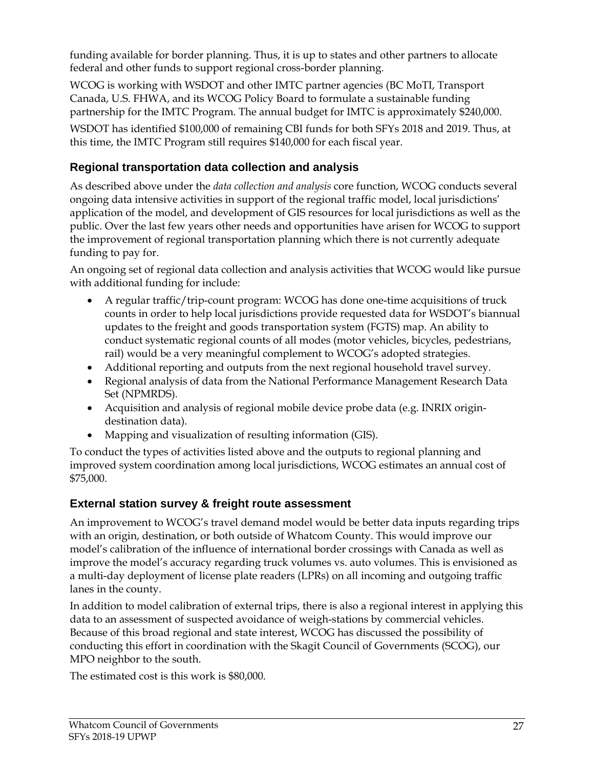funding available for border planning. Thus, it is up to states and other partners to allocate federal and other funds to support regional cross-border planning.

WCOG is working with WSDOT and other IMTC partner agencies (BC MoTI, Transport Canada, U.S. FHWA, and its WCOG Policy Board to formulate a sustainable funding partnership for the IMTC Program. The annual budget for IMTC is approximately $240,000.

WSDOT has identified $100,000 of remaining CBI funds for both SFYs 2018 and 2019. Thus, at this time, the IMTC Program still requires $140,000 for each fiscal year.

### Regional transportation data collection and analysis

As described above under the *data collection and analysis* core function, WCOG conducts several ongoing data intensive activities in support of the regional traffic model, local jurisdictions' application of the model, and development of GIS resources for local jurisdictions as well as the public. Over the last few years other needs and opportunities have arisen for WCOG to support the improvement of regional transportation planning which there is not currently adequate funding to pay for.

An ongoing set of regional data collection and analysis activities that WCOG would like pursue with additional funding for include:

- A regular traffic/trip-count program: WCOG has done one-time acquisitions of truck counts in order to help local jurisdictions provide requested data for WSDOT's biannual updates to the freight and goods transportation system (FGTS) map. An ability to conduct systematic regional counts of all modes (motor vehicles, bicycles, pedestrians, rail) would be a very meaningful complement to WCOG's adopted strategies.
- Additional reporting and outputs from the next regional household travel survey.
- Regional analysis of data from the National Performance Management Research Data Set (NPMRDS).
- Acquisition and analysis of regional mobile device probe data (e.g. INRIX origin-destination data).
- Mapping and visualization of resulting information (GIS).

To conduct the types of activities listed above and the outputs to regional planning and improved system coordination among local jurisdictions, WCOG estimates an annual cost of $75,000.

### External station survey & freight route assessment

An improvement to WCOG's travel demand model would be better data inputs regarding trips with an origin, destination, or both outside of Whatcom County. This would improve our model's calibration of the influence of international border crossings with Canada as well as improve the model's accuracy regarding truck volumes vs. auto volumes. This is envisioned as a multi-day deployment of license plate readers (LPRs) on all incoming and outgoing traffic lanes in the county.

In addition to model calibration of external trips, there is also a regional interest in applying this data to an assessment of suspected avoidance of weigh-stations by commercial vehicles. Because of this broad regional and state interest, WCOG has discussed the possibility of conducting this effort in coordination with the Skagit Council of Governments (SCOG), our MPO neighbor to the south.

The estimated cost is this work is $80,000.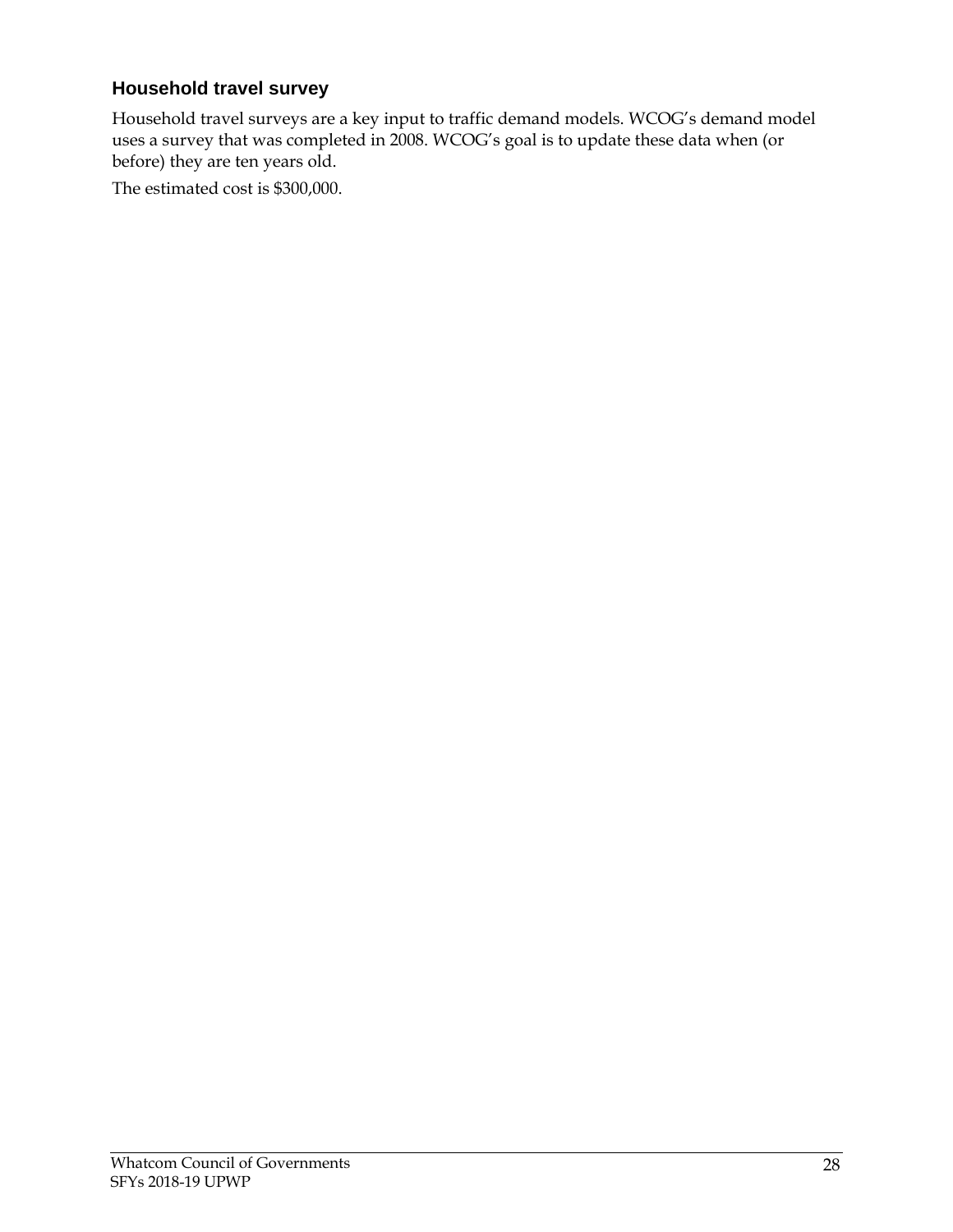### Household travel survey

Household travel surveys are a key input to traffic demand models. WCOG's demand model uses a survey that was completed in 2008. WCOG's goal is to update these data when (or before) they are ten years old.

The estimated cost is $300,000.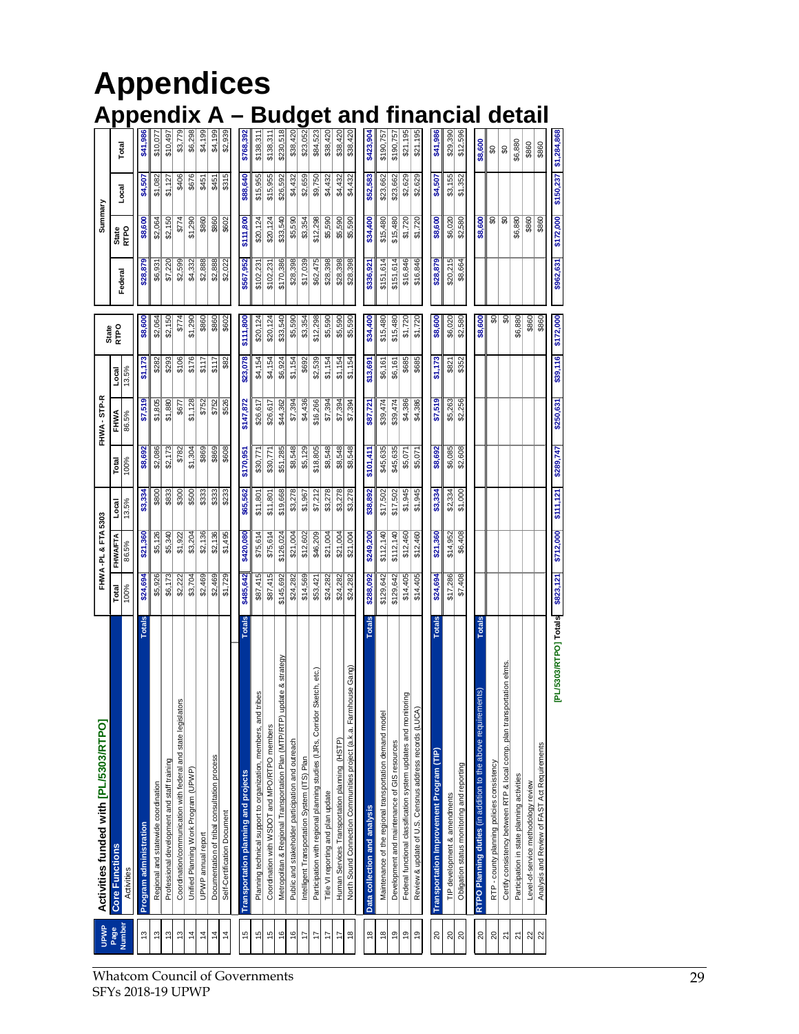# Appendices

## Appendix A – Budget and financial detail

| UPWP Page Number | Activities funded with [PL/5303/RTPO] Core Functions Activities | FHWA-PL & FTA 5303 Total 100% | FHWA-PL & FTA 5303 FHWA/FTA 86.5% | FHWA-PL & FTA 5303 Local 13.5% | FHWA-STP-R Total 100% | FHWA-STP-R FHWA 86.5% | FHWA-STP-R Local 13.5% | State RTPO | Summary Federal | Summary State RTPO | Summary Local | Summary Total |
|---|---|---|---|---|---|---|---|---|---|---|---|---|
| 13 | **Program administration** Totals | $24,694 | $21,360 | $3,334 | $8,692 | $7,519 | $1,173 | $8,600 | $28,879 | $8,600 | $4,507 | $41,986 |
| 13 | Regional and statewide coordination | $5,926 | $5,126 | $800 | $2,086 | $1,805 | $282 | $2,064 | $6,931 | $2,064 | $1,082 | $10,077 |
| 13 | Professional development and staff training | $6,173 | $5,340 | $833 | $2,173 | $1,880 | $293 | $2,150 | $7,220 | $2,150 | $1,127 | $10,497 |
| 13 | Coordination/communication with federal and state legislators | $2,222 | $1,922 | $300 | $782 | $677 | $106 | $774 | $2,599 | $774 | $406 | $3,779 |
| 14 | Unified Planning Work Program (UPWP) | $3,704 | $3,204 | $500 | $1,304 | $1,128 | $176 | $1,290 | $4,332 | $1,290 | $676 | $6,298 |
| 14 | UPWP annual report | $2,469 | $2,136 | $333 | $869 | $752 | $117 | $860 | $2,888 | $860 | $451 | $4,199 |
| 14 | Documentation of tribal consultation process | $2,469 | $2,136 | $333 | $869 | $752 | $117 | $860 | $2,888 | $860 | $451 | $4,199 |
| 14 | Self-Certification Document | $1,729 | $1,495 | $233 | $608 | $526 | $82 | $602 | $2,022 | $602 | $315 | $2,939 |
| 15 | **Transportation planning and projects** Totals | $485,642 | $420,080 | $65,562 | $170,951 | $147,872 | $23,078 | $111,800 | $567,952 | $111,800 | $88,640 | $768,392 |
| 15 | Planning technical support to organization, members, and tribes | $87,415 | $75,614 | $11,801 | $30,771 | $26,617 | $4,154 | $20,124 | $102,231 | $20,124 | $15,955 | $138,311 |
| 15 | Coordination with WSDOT and MPO/RTPO members | $87,415 | $75,614 | $11,801 | $30,771 | $26,617 | $4,154 | $20,124 | $102,231 | $20,124 | $15,955 | $138,311 |
| 16 | Metropolitan & Regional Transportation Plan (MTP/RTP) update & strategy | $145,692 | $126,024 | $19,668 | $51,285 | $44,362 | $6,924 | $33,540 | $170,386 | $33,540 | $26,592 | $230,518 |
| 16 | Public and stakeholder participation and outreach | $24,282 | $21,004 | $3,278 | $8,548 | $7,394 | $1,154 | $5,590 | $28,398 | $5,590 | $4,432 | $38,420 |
| 17 | Intelligent Transportation System (ITS) Plan | $14,569 | $12,602 | $1,967 | $5,129 | $4,436 | $692 | $3,354 | $17,039 | $3,354 | $2,659 | $23,052 |
| 17 | Participation with regional planning studies (IJRs, Corridor Sketch, etc.) | $53,421 | $46,209 | $7,212 | $18,805 | $16,266 | $2,539 | $12,298 | $62,475 | $12,298 | $9,750 | $84,523 |
| 17 | Title VI reporting and plan update | $24,282 | $21,004 | $3,278 | $8,548 | $7,394 | $1,154 | $5,590 | $28,398 | $5,590 | $4,432 | $38,420 |
| 17 | Human Services Transportation planning (HSTP) | $24,282 | $21,004 | $3,278 | $8,548 | $7,394 | $1,154 | $5,590 | $28,398 | $5,590 | $4,432 | $38,420 |
| 18 | North Sound Connection Communities project (a.k.a. Farmhouse Gang) | $24,282 | $21,004 | $3,278 | $8,548 | $7,394 | $1,154 | $5,590 | $28,398 | $5,590 | $4,432 | $38,420 |
| 18 | **Data collection and analysis** Totals | $288,092 | $249,200 | $38,892 | $101,411 | $87,721 | $13,691 | $34,400 | $336,921 | $34,400 | $52,583 | $423,904 |
| 18 | Maintenance of the regional transportation demand model | $129,642 | $112,140 | $17,502 | $45,635 | $39,474 | $6,161 | $15,480 | $151,614 | $15,480 | $23,662 | $190,757 |
| 19 | Development and maintenance of GIS resources | $129,642 | $112,140 | $17,502 | $45,635 | $39,474 | $6,161 | $15,480 | $151,614 | $15,480 | $23,662 | $190,757 |
| 19 | Federal functional classification system updates and monitoring | $14,405 | $12,460 | $1,945 | $5,071 | $4,386 | $685 | $1,720 | $16,846 | $1,720 | $2,629 | $21,195 |
| 19 | Review & update of U.S. Census address records (LUCA) | $14,405 | $12,460 | $1,945 | $5,071 | $4,386 | $685 | $1,720 | $16,846 | $1,720 | $2,629 | $21,195 |
| 20 | **Transportation Improvement Program (TIP)** Totals | $24,694 | $21,360 | $3,334 | $8,692 | $7,519 | $1,173 | $8,600 | $28,879 | $8,600 | $4,507 | $41,986 |
| 20 | TIP development & amendments | $17,286 | $14,952 | $2,334 | $6,085 | $5,263 | $821 | $6,020 | $20,215 | $6,020 | $3,155 | $29,390 |
| 20 | Obligation status monitoring and reporting | $7,408 | $6,408 | $1,000 | $2,608 | $2,256 | $352 | $2,580 | $8,664 | $2,580 | $1,352 | $12,596 |
| 20 | **RTPO Planning duties** (in addition to the above requirements) Totals | | | | | | | $8,600 | | $8,600 | | $8,600 |
| 20 | RTP - county planning policies consistency | | | | | | | $0 | | $0 | | $0 |
| 21 | Certify consistency between RTP & local comp. plan transportation elmts. | | | | | | | $0 | | $0 | | $0 |
| 21 | Participation in state planning activities | | | | | | | $6,880 | | $6,880 | | $6,880 |
| 22 | Level-of-service methodology review | | | | | | | $860 | | $860 | | $860 |
| 22 | Analysis and Review of FAST Act Requirements | | | | | | | $860 | | $860 | | $860 |
| | **[PL/5303/RTPO] Totals** | $823,121 | $712,000 | $111,121 | $289,747 | $250,631 | $39,116 | $172,000 | $962,631 | $172,000 | $150,237 | $1,284,868 |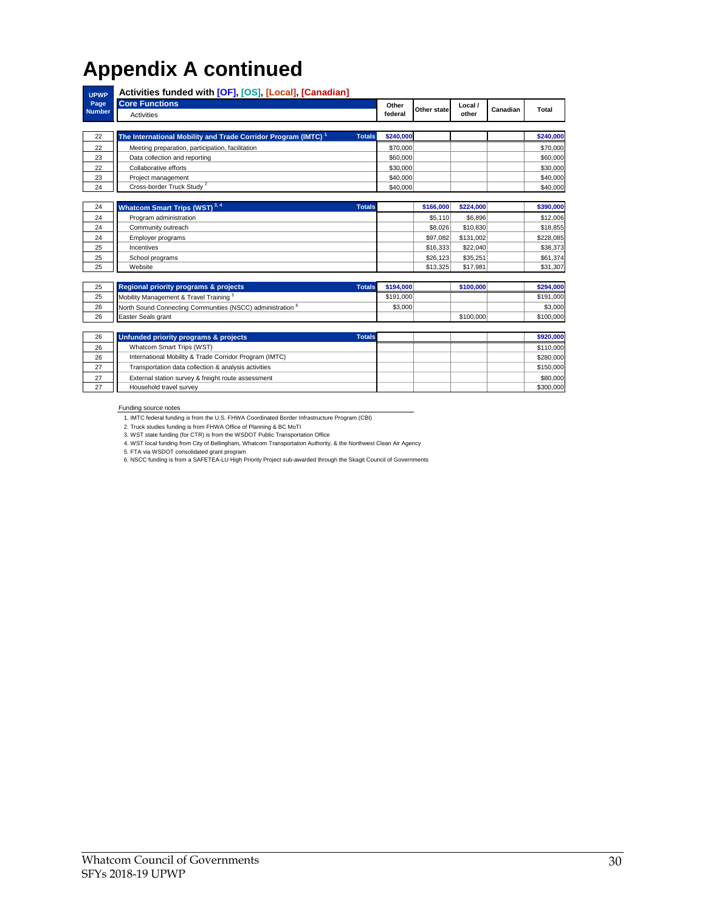# Appendix A continued

Activities funded with [OF], [OS], [Local], [Canadian]

| UPWP Page Number | Core Functions / Activities | | Other federal | Other state | Local / other | Canadian | Total |
|---|---|---|---|---|---|---|---|
| 22 | The International Mobility and Trade Corridor Program (IMTC) [1] | Totals | $240,000 | | | | $240,000 |
| 22 | Meeting preparation, participation, facilitation | | $70,000 | | | | $70,000 |
| 23 | Data collection and reporting | | $60,000 | | | | $60,000 |
| 22 | Collaborative efforts | | $30,000 | | | | $30,000 |
| 23 | Project management | | $40,000 | | | | $40,000 |
| 24 | Cross-border Truck Study [2] | | $40,000 | | | | $40,000 |
| 24 | Whatcom Smart Trips (WST) [3, 4] | Totals | | $166,000 | $224,000 | | $390,000 |
| 24 | Program administration | | | $5,110 | $6,896 | | $12,006 |
| 24 | Community outreach | | | $8,026 | $10,830 | | $18,855 |
| 24 | Employer programs | | | $97,082 | $131,002 | | $228,085 |
| 25 | Incentives | | | $16,333 | $22,040 | | $38,373 |
| 25 | School programs | | | $26,123 | $35,251 | | $61,374 |
| 25 | Website | | | $13,325 | $17,981 | | $31,307 |
| 25 | Regional priority programs & projects | Totals | $194,000 | | $100,000 | | $294,000 |
| 25 | Mobility Management & Travel Training [5] | | $191,000 | | | | $191,000 |
| 26 | North Sound Connecting Communities (NSCC) administration [6] | | $3,000 | | | | $3,000 |
| 26 | Easter Seals grant | | | | $100,000 | | $100,000 |
| 26 | Unfunded priority programs & projects | Totals | | | | | $920,000 |
| 26 | Whatcom Smart Trips (WST) | | | | | | $110,000 |
| 26 | International Mobility & Trade Corridor Program (IMTC) | | | | | | $280,000 |
| 27 | Transportation data collection & analysis activities | | | | | | $150,000 |
| 27 | External station survey & freight route assessment | | | | | | $80,000 |
| 27 | Household travel survey | | | | | | $300,000 |

Funding source notes

1. IMTC federal funding is from the U.S. FHWA Coordinated Border Infrastructure Program (CBI)
2. Truck studies funding is from FHWA Office of Planning & BC MoTI
3. WST state funding (for CTR) is from the WSDOT Public Transportation Office
4. WST local funding from City of Bellingham, Whatcom Transportation Authority, & the Northwest Clean Air Agency
5. FTA via WSDOT consolidated grant program
6. NSCC funding is from a SAFETEA-LU High Priority Project sub-awarded through the Skagit Council of Governments